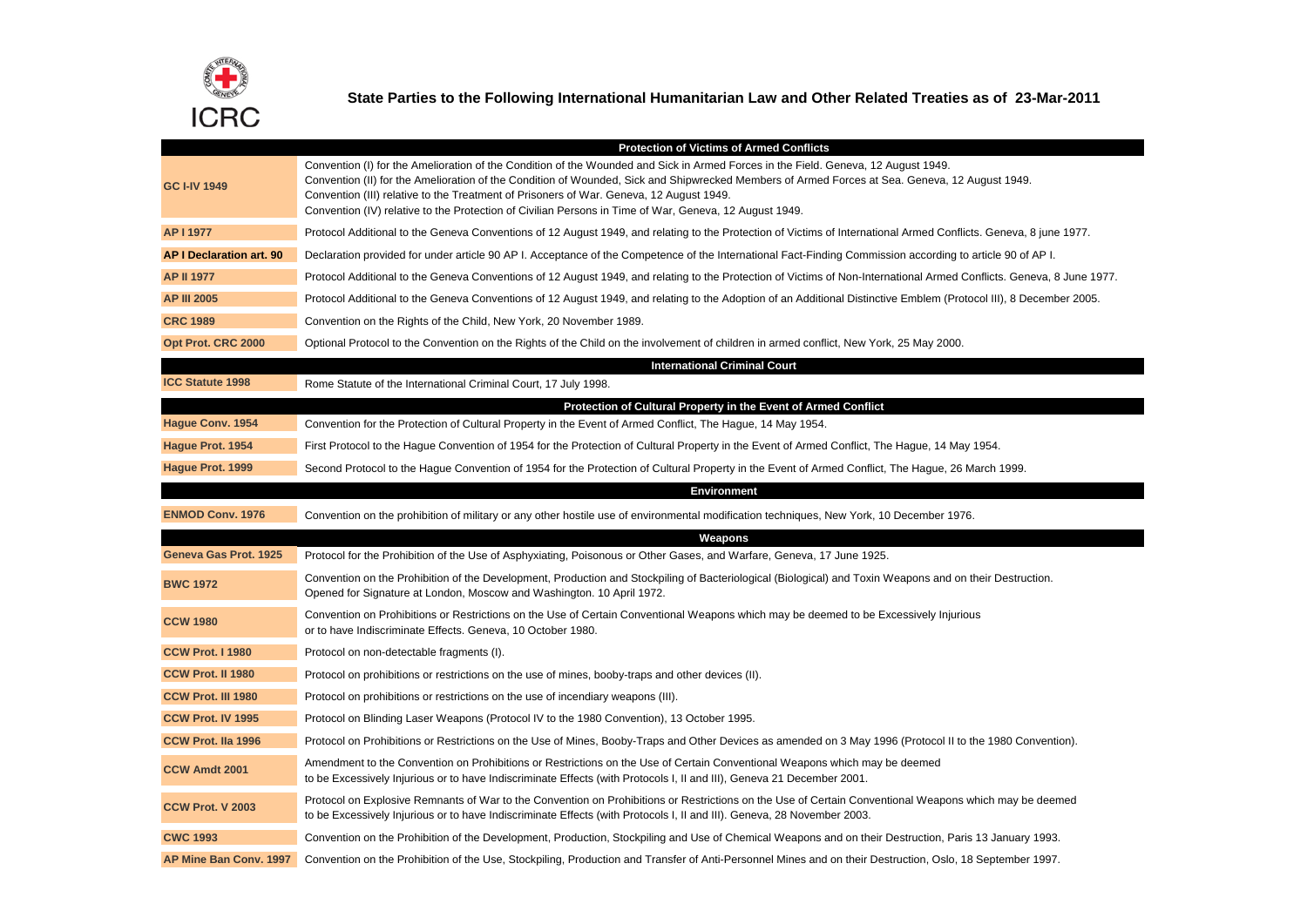ICRC

# State Parties to the Following International Humanitarian Law and Other Related Treaties as of 23-Mar-2011

| Abbreviation | Treaty |
|---|---|
| **Protection of Victims of Armed Conflicts** | |
| **GC I-IV 1949** | Convention (I) for the Amelioration of the Condition of the Wounded and Sick in Armed Forces in the Field. Geneva, 12 August 1949.<br>Convention (II) for the Amelioration of the Condition of Wounded, Sick and Shipwrecked Members of Armed Forces at Sea. Geneva, 12 August 1949.<br>Convention (III) relative to the Treatment of Prisoners of War. Geneva, 12 August 1949.<br>Convention (IV) relative to the Protection of Civilian Persons in Time of War, Geneva, 12 August 1949. |
| **AP I 1977** | Protocol Additional to the Geneva Conventions of 12 August 1949, and relating to the Protection of Victims of International Armed Conflicts. Geneva, 8 june 1977. |
| **AP I Declaration art. 90** | Declaration provided for under article 90 AP I. Acceptance of the Competence of the International Fact-Finding Commission according to article 90 of AP I. |
| **AP II 1977** | Protocol Additional to the Geneva Conventions of 12 August 1949, and relating to the Protection of Victims of Non-International Armed Conflicts. Geneva, 8 June 1977. |
| **AP III 2005** | Protocol Additional to the Geneva Conventions of 12 August 1949, and relating to the Adoption of an Additional Distinctive Emblem (Protocol III), 8 December 2005. |
| **CRC 1989** | Convention on the Rights of the Child, New York, 20 November 1989. |
| **Opt Prot. CRC 2000** | Optional Protocol to the Convention on the Rights of the Child on the involvement of children in armed conflict, New York, 25 May 2000. |
| **International Criminal Court** | |
| **ICC Statute 1998** | Rome Statute of the International Criminal Court, 17 July 1998. |
| **Protection of Cultural Property in the Event of Armed Conflict** | |
| **Hague Conv. 1954** | Convention for the Protection of Cultural Property in the Event of Armed Conflict, The Hague, 14 May 1954. |
| **Hague Prot. 1954** | First Protocol to the Hague Convention of 1954 for the Protection of Cultural Property in the Event of Armed Conflict, The Hague, 14 May 1954. |
| **Hague Prot. 1999** | Second Protocol to the Hague Convention of 1954 for the Protection of Cultural Property in the Event of Armed Conflict, The Hague, 26 March 1999. |
| **Environment** | |
| **ENMOD Conv. 1976** | Convention on the prohibition of military or any other hostile use of environmental modification techniques, New York, 10 December 1976. |
| **Weapons** | |
| **Geneva Gas Prot. 1925** | Protocol for the Prohibition of the Use of Asphyxiating, Poisonous or Other Gases, and Warfare, Geneva, 17 June 1925. |
| **BWC 1972** | Convention on the Prohibition of the Development, Production and Stockpiling of Bacteriological (Biological) and Toxin Weapons and on their Destruction.<br>Opened for Signature at London, Moscow and Washington. 10 April 1972. |
| **CCW 1980** | Convention on Prohibitions or Restrictions on the Use of Certain Conventional Weapons which may be deemed to be Excessively Injurious<br>or to have Indiscriminate Effects. Geneva, 10 October 1980. |
| **CCW Prot. I 1980** | Protocol on non-detectable fragments (I). |
| **CCW Prot. II 1980** | Protocol on prohibitions or restrictions on the use of mines, booby-traps and other devices (II). |
| **CCW Prot. III 1980** | Protocol on prohibitions or restrictions on the use of incendiary weapons (III). |
| **CCW Prot. IV 1995** | Protocol on Blinding Laser Weapons (Protocol IV to the 1980 Convention), 13 October 1995. |
| **CCW Prot. IIa 1996** | Protocol on Prohibitions or Restrictions on the Use of Mines, Booby-Traps and Other Devices as amended on 3 May 1996 (Protocol II to the 1980 Convention). |
| **CCW Amdt 2001** | Amendment to the Convention on Prohibitions or Restrictions on the Use of Certain Conventional Weapons which may be deemed<br>to be Excessively Injurious or to have Indiscriminate Effects (with Protocols I, II and III), Geneva 21 December 2001. |
| **CCW Prot. V 2003** | Protocol on Explosive Remnants of War to the Convention on Prohibitions or Restrictions on the Use of Certain Conventional Weapons which may be deemed<br>to be Excessively Injurious or to have Indiscriminate Effects (with Protocols I, II and III). Geneva, 28 November 2003. |
| **CWC 1993** | Convention on the Prohibition of the Development, Production, Stockpiling and Use of Chemical Weapons and on their Destruction, Paris 13 January 1993. |
| **AP Mine Ban Conv. 1997** | Convention on the Prohibition of the Use, Stockpiling, Production and Transfer of Anti-Personnel Mines and on their Destruction, Oslo, 18 September 1997. |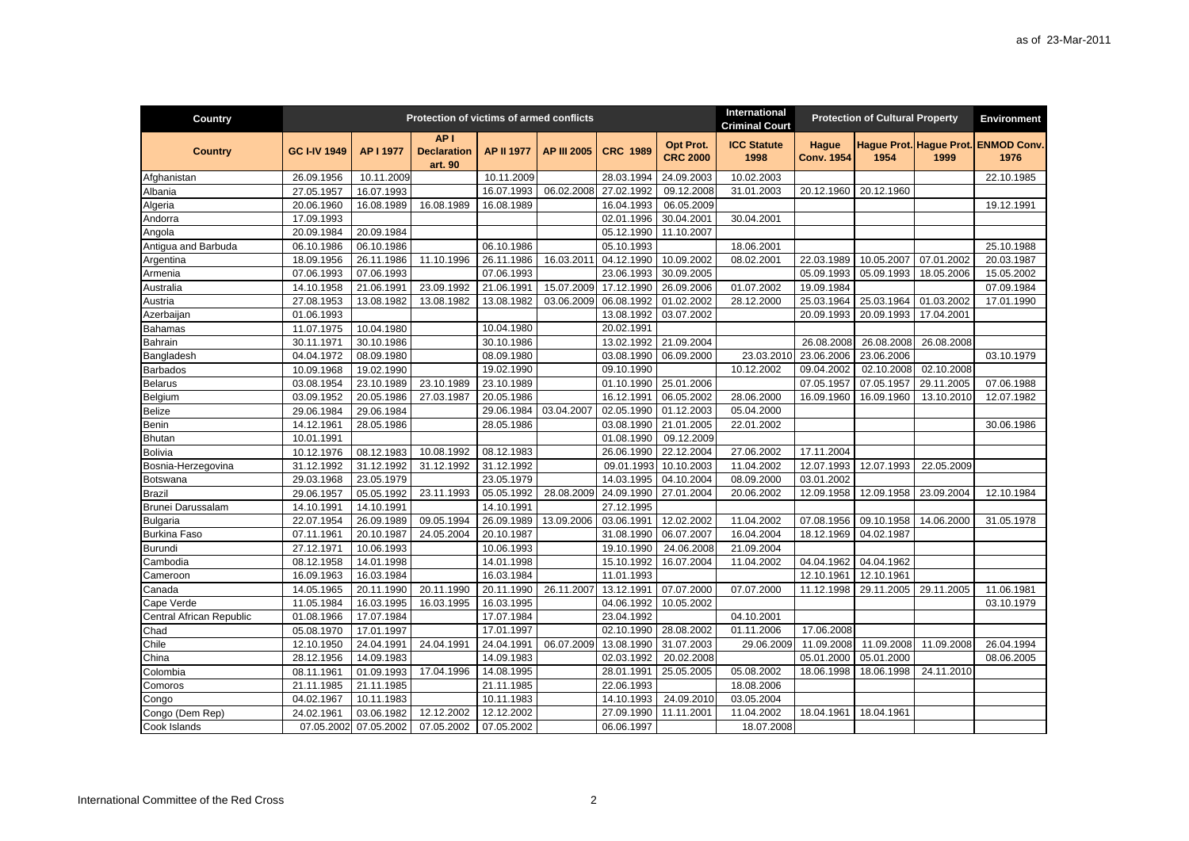as of 23-Mar-2011

| Country | Protection of victims of armed conflicts | | | | | | | International Criminal Court | Protection of Cultural Property | | | Environment |
|---|---|---|---|---|---|---|---|---|---|---|---|---|
| Country | GC I-IV 1949 | AP I 1977 | AP I Declaration art. 90 | AP II 1977 | AP III 2005 | CRC 1989 | Opt Prot. CRC 2000 | ICC Statute 1998 | Hague Conv. 1954 | Hague Prot. 1954 | Hague Prot. 1999 | ENMOD Conv. 1976 |
| Afghanistan | 26.09.1956 | 10.11.2009 | | 10.11.2009 | | 28.03.1994 | 24.09.2003 | 10.02.2003 | | | | 22.10.1985 |
| Albania | 27.05.1957 | 16.07.1993 | | 16.07.1993 | 06.02.2008 | 27.02.1992 | 09.12.2008 | 31.01.2003 | 20.12.1960 | 20.12.1960 | | |
| Algeria | 20.06.1960 | 16.08.1989 | 16.08.1989 | 16.08.1989 | | 16.04.1993 | 06.05.2009 | | | | | 19.12.1991 |
| Andorra | 17.09.1993 | | | | | 02.01.1996 | 30.04.2001 | 30.04.2001 | | | | |
| Angola | 20.09.1984 | 20.09.1984 | | | | 05.12.1990 | 11.10.2007 | | | | | |
| Antigua and Barbuda | 06.10.1986 | 06.10.1986 | | 06.10.1986 | | 05.10.1993 | | 18.06.2001 | | | | 25.10.1988 |
| Argentina | 18.09.1956 | 26.11.1986 | 11.10.1996 | 26.11.1986 | 16.03.2011 | 04.12.1990 | 10.09.2002 | 08.02.2001 | 22.03.1989 | 10.05.2007 | 07.01.2002 | 20.03.1987 |
| Armenia | 07.06.1993 | 07.06.1993 | | 07.06.1993 | | 23.06.1993 | 30.09.2005 | | 05.09.1993 | 05.09.1993 | 18.05.2006 | 15.05.2002 |
| Australia | 14.10.1958 | 21.06.1991 | 23.09.1992 | 21.06.1991 | 15.07.2009 | 17.12.1990 | 26.09.2006 | 01.07.2002 | 19.09.1984 | | | 07.09.1984 |
| Austria | 27.08.1953 | 13.08.1982 | 13.08.1982 | 13.08.1982 | 03.06.2009 | 06.08.1992 | 01.02.2002 | 28.12.2000 | 25.03.1964 | 25.03.1964 | 01.03.2002 | 17.01.1990 |
| Azerbaijan | 01.06.1993 | | | | | 13.08.1992 | 03.07.2002 | | 20.09.1993 | 20.09.1993 | 17.04.2001 | |
| Bahamas | 11.07.1975 | 10.04.1980 | | 10.04.1980 | | 20.02.1991 | | | | | | |
| Bahrain | 30.11.1971 | 30.10.1986 | | 30.10.1986 | | 13.02.1992 | 21.09.2004 | | 26.08.2008 | 26.08.2008 | 26.08.2008 | |
| Bangladesh | 04.04.1972 | 08.09.1980 | | 08.09.1980 | | 03.08.1990 | 06.09.2000 | 23.03.2010 | 23.06.2006 | 23.06.2006 | | 03.10.1979 |
| Barbados | 10.09.1968 | 19.02.1990 | | 19.02.1990 | | 09.10.1990 | | 10.12.2002 | 09.04.2002 | 02.10.2008 | 02.10.2008 | |
| Belarus | 03.08.1954 | 23.10.1989 | 23.10.1989 | 23.10.1989 | | 01.10.1990 | 25.01.2006 | | 07.05.1957 | 07.05.1957 | 29.11.2005 | 07.06.1988 |
| Belgium | 03.09.1952 | 20.05.1986 | 27.03.1987 | 20.05.1986 | | 16.12.1991 | 06.05.2002 | 28.06.2000 | 16.09.1960 | 16.09.1960 | 13.10.2010 | 12.07.1982 |
| Belize | 29.06.1984 | 29.06.1984 | | 29.06.1984 | 03.04.2007 | 02.05.1990 | 01.12.2003 | 05.04.2000 | | | | |
| Benin | 14.12.1961 | 28.05.1986 | | 28.05.1986 | | 03.08.1990 | 21.01.2005 | 22.01.2002 | | | | 30.06.1986 |
| Bhutan | 10.01.1991 | | | | | 01.08.1990 | 09.12.2009 | | | | | |
| Bolivia | 10.12.1976 | 08.12.1983 | 10.08.1992 | 08.12.1983 | | 26.06.1990 | 22.12.2004 | 27.06.2002 | 17.11.2004 | | | |
| Bosnia-Herzegovina | 31.12.1992 | 31.12.1992 | 31.12.1992 | 31.12.1992 | | 09.01.1993 | 10.10.2003 | 11.04.2002 | 12.07.1993 | 12.07.1993 | 22.05.2009 | |
| Botswana | 29.03.1968 | 23.05.1979 | | 23.05.1979 | | 14.03.1995 | 04.10.2004 | 08.09.2000 | 03.01.2002 | | | |
| Brazil | 29.06.1957 | 05.05.1992 | 23.11.1993 | 05.05.1992 | 28.08.2009 | 24.09.1990 | 27.01.2004 | 20.06.2002 | 12.09.1958 | 12.09.1958 | 23.09.2004 | 12.10.1984 |
| Brunei Darussalam | 14.10.1991 | 14.10.1991 | | 14.10.1991 | | 27.12.1995 | | | | | | |
| Bulgaria | 22.07.1954 | 26.09.1989 | 09.05.1994 | 26.09.1989 | 13.09.2006 | 03.06.1991 | 12.02.2002 | 11.04.2002 | 07.08.1956 | 09.10.1958 | 14.06.2000 | 31.05.1978 |
| Burkina Faso | 07.11.1961 | 20.10.1987 | 24.05.2004 | 20.10.1987 | | 31.08.1990 | 06.07.2007 | 16.04.2004 | 18.12.1969 | 04.02.1987 | | |
| Burundi | 27.12.1971 | 10.06.1993 | | 10.06.1993 | | 19.10.1990 | 24.06.2008 | 21.09.2004 | | | | |
| Cambodia | 08.12.1958 | 14.01.1998 | | 14.01.1998 | | 15.10.1992 | 16.07.2004 | 11.04.2002 | 04.04.1962 | 04.04.1962 | | |
| Cameroon | 16.09.1963 | 16.03.1984 | | 16.03.1984 | | 11.01.1993 | | | 12.10.1961 | 12.10.1961 | | |
| Canada | 14.05.1965 | 20.11.1990 | 20.11.1990 | 20.11.1990 | 26.11.2007 | 13.12.1991 | 07.07.2000 | 07.07.2000 | 11.12.1998 | 29.11.2005 | 29.11.2005 | 11.06.1981 |
| Cape Verde | 11.05.1984 | 16.03.1995 | 16.03.1995 | 16.03.1995 | | 04.06.1992 | 10.05.2002 | | | | | 03.10.1979 |
| Central African Republic | 01.08.1966 | 17.07.1984 | | 17.07.1984 | | 23.04.1992 | | 04.10.2001 | | | | |
| Chad | 05.08.1970 | 17.01.1997 | | 17.01.1997 | | 02.10.1990 | 28.08.2002 | 01.11.2006 | 17.06.2008 | | | |
| Chile | 12.10.1950 | 24.04.1991 | 24.04.1991 | 24.04.1991 | 06.07.2009 | 13.08.1990 | 31.07.2003 | 29.06.2009 | 11.09.2008 | 11.09.2008 | 11.09.2008 | 26.04.1994 |
| China | 28.12.1956 | 14.09.1983 | | 14.09.1983 | | 02.03.1992 | 20.02.2008 | | 05.01.2000 | 05.01.2000 | | 08.06.2005 |
| Colombia | 08.11.1961 | 01.09.1993 | 17.04.1996 | 14.08.1995 | | 28.01.1991 | 25.05.2005 | 05.08.2002 | 18.06.1998 | 18.06.1998 | 24.11.2010 | |
| Comoros | 21.11.1985 | 21.11.1985 | | 21.11.1985 | | 22.06.1993 | | 18.08.2006 | | | | |
| Congo | 04.02.1967 | 10.11.1983 | | 10.11.1983 | | 14.10.1993 | 24.09.2010 | 03.05.2004 | | | | |
| Congo (Dem Rep) | 24.02.1961 | 03.06.1982 | 12.12.2002 | 12.12.2002 | | 27.09.1990 | 11.11.2001 | 11.04.2002 | 18.04.1961 | 18.04.1961 | | |
| Cook Islands | 07.05.2002 | 07.05.2002 | 07.05.2002 | 07.05.2002 | | 06.06.1997 | | 18.07.2008 | | | | |

International Committee of the Red Cross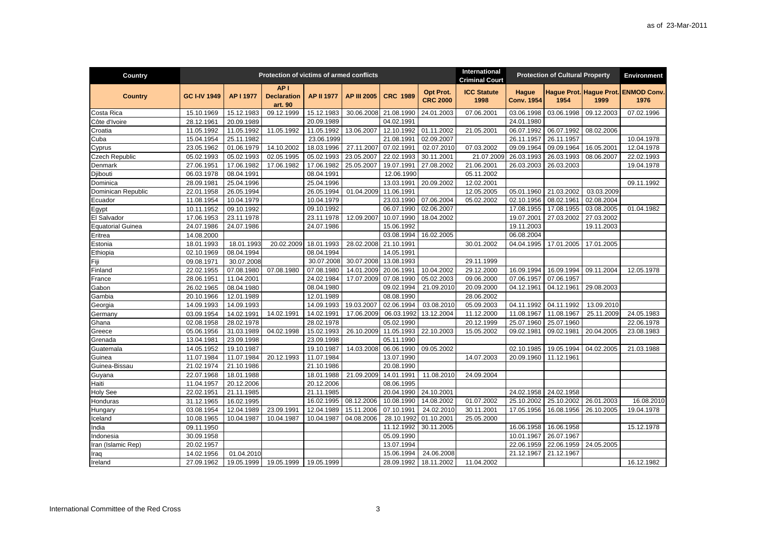| Country | Protection of victims of armed conflicts | | | | | | | International Criminal Court | Protection of Cultural Property | | | Environment |
|---|---|---|---|---|---|---|---|---|---|---|---|---|
| **Country** | **GC I-IV 1949** | **AP I 1977** | **AP I Declaration art. 90** | **AP II 1977** | **AP III 2005** | **CRC 1989** | **Opt Prot. CRC 2000** | **ICC Statute 1998** | **Hague Conv. 1954** | **Hague Prot. 1954** | **Hague Prot. 1999** | **ENMOD Conv. 1976** |
| Costa Rica | 15.10.1969 | 15.12.1983 | 09.12.1999 | 15.12.1983 | 30.06.2008 | 21.08.1990 | 24.01.2003 | 07.06.2001 | 03.06.1998 | 03.06.1998 | 09.12.2003 | 07.02.1996 |
| Côte d'Ivoire | 28.12.1961 | 20.09.1989 | | 20.09.1989 | | 04.02.1991 | | | 24.01.1980 | | | |
| Croatia | 11.05.1992 | 11.05.1992 | 11.05.1992 | 11.05.1992 | 13.06.2007 | 12.10.1992 | 01.11.2002 | 21.05.2001 | 06.07.1992 | 06.07.1992 | 08.02.2006 | |
| Cuba | 15.04.1954 | 25.11.1982 | | 23.06.1999 | | 21.08.1991 | 02.09.2007 | | 26.11.1957 | 26.11.1957 | | 10.04.1978 |
| Cyprus | 23.05.1962 | 01.06.1979 | 14.10.2002 | 18.03.1996 | 27.11.2007 | 07.02.1991 | 02.07.2010 | 07.03.2002 | 09.09.1964 | 09.09.1964 | 16.05.2001 | 12.04.1978 |
| Czech Republic | 05.02.1993 | 05.02.1993 | 02.05.1995 | 05.02.1993 | 23.05.2007 | 22.02.1993 | 30.11.2001 | 21.07.2009 | 26.03.1993 | 26.03.1993 | 08.06.2007 | 22.02.1993 |
| Denmark | 27.06.1951 | 17.06.1982 | 17.06.1982 | 17.06.1982 | 25.05.2007 | 19.07.1991 | 27.08.2002 | 21.06.2001 | 26.03.2003 | 26.03.2003 | | 19.04.1978 |
| Djibouti | 06.03.1978 | 08.04.1991 | | 08.04.1991 | | 12.06.1990 | | 05.11.2002 | | | | |
| Dominica | 28.09.1981 | 25.04.1996 | | 25.04.1996 | | 13.03.1991 | 20.09.2002 | 12.02.2001 | | | | 09.11.1992 |
| Dominican Republic | 22.01.1958 | 26.05.1994 | | 26.05.1994 | 01.04.2009 | 11.06.1991 | | 12.05.2005 | 05.01.1960 | 21.03.2002 | 03.03.2009 | |
| Ecuador | 11.08.1954 | 10.04.1979 | | 10.04.1979 | | 23.03.1990 | 07.06.2004 | 05.02.2002 | 02.10.1956 | 08.02.1961 | 02.08.2004 | |
| Egypt | 10.11.1952 | 09.10.1992 | | 09.10.1992 | | 06.07.1990 | 02.06.2007 | | 17.08.1955 | 17.08.1955 | 03.08.2005 | 01.04.1982 |
| El Salvador | 17.06.1953 | 23.11.1978 | | 23.11.1978 | 12.09.2007 | 10.07.1990 | 18.04.2002 | | 19.07.2001 | 27.03.2002 | 27.03.2002 | |
| Equatorial Guinea | 24.07.1986 | 24.07.1986 | | 24.07.1986 | | 15.06.1992 | | | 19.11.2003 | | 19.11.2003 | |
| Eritrea | 14.08.2000 | | | | | 03.08.1994 | 16.02.2005 | | 06.08.2004 | | | |
| Estonia | 18.01.1993 | 18.01.1993 | 20.02.2009 | 18.01.1993 | 28.02.2008 | 21.10.1991 | | 30.01.2002 | 04.04.1995 | 17.01.2005 | 17.01.2005 | |
| Ethiopia | 02.10.1969 | 08.04.1994 | | 08.04.1994 | | 14.05.1991 | | | | | | |
| Fiji | 09.08.1971 | 30.07.2008 | | 30.07.2008 | 30.07.2008 | 13.08.1993 | | 29.11.1999 | | | | |
| Finland | 22.02.1955 | 07.08.1980 | 07.08.1980 | 07.08.1980 | 14.01.2009 | 20.06.1991 | 10.04.2002 | 29.12.2000 | 16.09.1994 | 16.09.1994 | 09.11.2004 | 12.05.1978 |
| France | 28.06.1951 | 11.04.2001 | | 24.02.1984 | 17.07.2009 | 07.08.1990 | 05.02.2003 | 09.06.2000 | 07.06.1957 | 07.06.1957 | | |
| Gabon | 26.02.1965 | 08.04.1980 | | 08.04.1980 | | 09.02.1994 | 21.09.2010 | 20.09.2000 | 04.12.1961 | 04.12.1961 | 29.08.2003 | |
| Gambia | 20.10.1966 | 12.01.1989 | | 12.01.1989 | | 08.08.1990 | | 28.06.2002 | | | | |
| Georgia | 14.09.1993 | 14.09.1993 | | 14.09.1993 | 19.03.2007 | 02.06.1994 | 03.08.2010 | 05.09.2003 | 04.11.1992 | 04.11.1992 | 13.09.2010 | |
| Germany | 03.09.1954 | 14.02.1991 | 14.02.1991 | 14.02.1991 | 17.06.2009 | 06.03.1992 | 13.12.2004 | 11.12.2000 | 11.08.1967 | 11.08.1967 | 25.11.2009 | 24.05.1983 |
| Ghana | 02.08.1958 | 28.02.1978 | | 28.02.1978 | | 05.02.1990 | | 20.12.1999 | 25.07.1960 | 25.07.1960 | | 22.06.1978 |
| Greece | 05.06.1956 | 31.03.1989 | 04.02.1998 | 15.02.1993 | 26.10.2009 | 11.05.1993 | 22.10.2003 | 15.05.2002 | 09.02.1981 | 09.02.1981 | 20.04.2005 | 23.08.1983 |
| Grenada | 13.04.1981 | 23.09.1998 | | 23.09.1998 | | 05.11.1990 | | | | | | |
| Guatemala | 14.05.1952 | 19.10.1987 | | 19.10.1987 | 14.03.2008 | 06.06.1990 | 09.05.2002 | | 02.10.1985 | 19.05.1994 | 04.02.2005 | 21.03.1988 |
| Guinea | 11.07.1984 | 11.07.1984 | 20.12.1993 | 11.07.1984 | | 13.07.1990 | | 14.07.2003 | 20.09.1960 | 11.12.1961 | | |
| Guinea-Bissau | 21.02.1974 | 21.10.1986 | | 21.10.1986 | | 20.08.1990 | | | | | | |
| Guyana | 22.07.1968 | 18.01.1988 | | 18.01.1988 | 21.09.2009 | 14.01.1991 | 11.08.2010 | 24.09.2004 | | | | |
| Haiti | 11.04.1957 | 20.12.2006 | | 20.12.2006 | | 08.06.1995 | | | | | | |
| Holy See | 22.02.1951 | 21.11.1985 | | 21.11.1985 | | 20.04.1990 | 24.10.2001 | | 24.02.1958 | 24.02.1958 | | |
| Honduras | 31.12.1965 | 16.02.1995 | | 16.02.1995 | 08.12.2006 | 10.08.1990 | 14.08.2002 | 01.07.2002 | 25.10.2002 | 25.10.2002 | 26.01.2003 | 16.08.2010 |
| Hungary | 03.08.1954 | 12.04.1989 | 23.09.1991 | 12.04.1989 | 15.11.2006 | 07.10.1991 | 24.02.2010 | 30.11.2001 | 17.05.1956 | 16.08.1956 | 26.10.2005 | 19.04.1978 |
| Iceland | 10.08.1965 | 10.04.1987 | 10.04.1987 | 10.04.1987 | 04.08.2006 | 28.10.1992 | 01.10.2001 | 25.05.2000 | | | | |
| India | 09.11.1950 | | | | | 11.12.1992 | 30.11.2005 | | 16.06.1958 | 16.06.1958 | | 15.12.1978 |
| Indonesia | 30.09.1958 | | | | | 05.09.1990 | | | 10.01.1967 | 26.07.1967 | | |
| Iran (Islamic Rep) | 20.02.1957 | | | | | 13.07.1994 | | | 22.06.1959 | 22.06.1959 | 24.05.2005 | |
| Iraq | 14.02.1956 | 01.04.2010 | | | | 15.06.1994 | 24.06.2008 | | 21.12.1967 | 21.12.1967 | | |
| Ireland | 27.09.1962 | 19.05.1999 | 19.05.1999 | 19.05.1999 | | 28.09.1992 | 18.11.2002 | 11.04.2002 | | | | 16.12.1982 |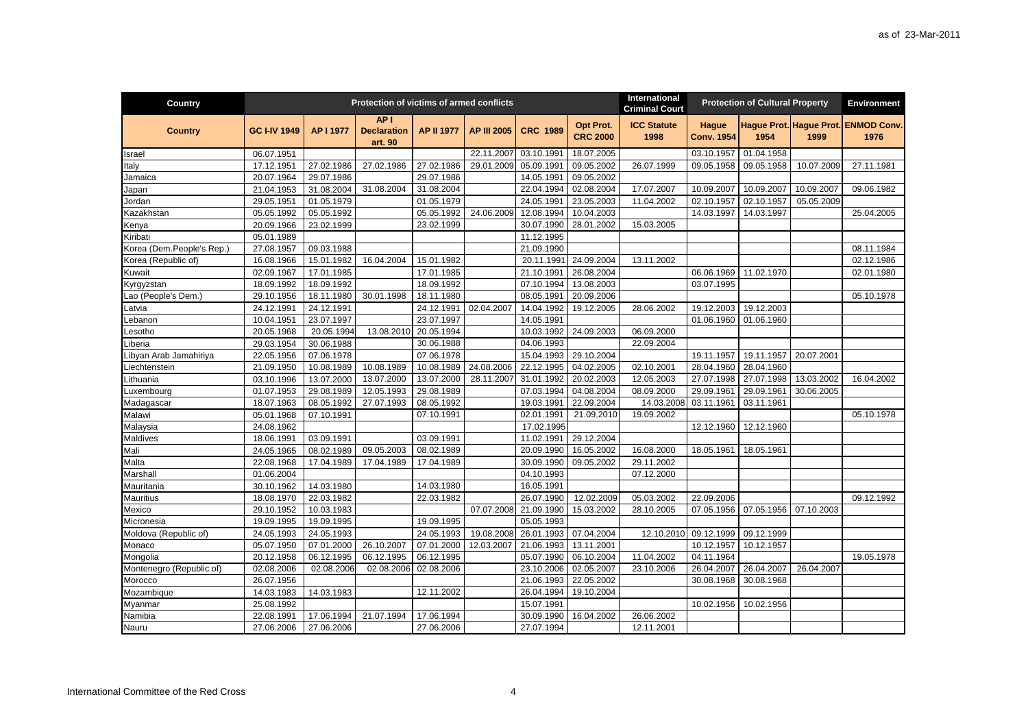as of 23-Mar-2011

| Country | Protection of victims of armed conflicts | | | | | | | International Criminal Court | Protection of Cultural Property | | | Environment |
|---|---|---|---|---|---|---|---|---|---|---|---|---|
| **Country** | **GC I-IV 1949** | **AP I 1977** | **AP I Declaration art. 90** | **AP II 1977** | **AP III 2005** | **CRC 1989** | **Opt Prot. CRC 2000** | **ICC Statute 1998** | **Hague Conv. 1954** | **Hague Prot. 1954** | **Hague Prot. 1999** | **ENMOD Conv. 1976** |
| Israel | 06.07.1951 | | | | 22.11.2007 | 03.10.1991 | 18.07.2005 | | 03.10.1957 | 01.04.1958 | | |
| Italy | 17.12.1951 | 27.02.1986 | 27.02.1986 | 27.02.1986 | 29.01.2009 | 05.09.1991 | 09.05.2002 | 26.07.1999 | 09.05.1958 | 09.05.1958 | 10.07.2009 | 27.11.1981 |
| Jamaica | 20.07.1964 | 29.07.1986 | | 29.07.1986 | | 14.05.1991 | 09.05.2002 | | | | | |
| Japan | 21.04.1953 | 31.08.2004 | 31.08.2004 | 31.08.2004 | | 22.04.1994 | 02.08.2004 | 17.07.2007 | 10.09.2007 | 10.09.2007 | 10.09.2007 | 09.06.1982 |
| Jordan | 29.05.1951 | 01.05.1979 | | 01.05.1979 | | 24.05.1991 | 23.05.2003 | 11.04.2002 | 02.10.1957 | 02.10.1957 | 05.05.2009 | |
| Kazakhstan | 05.05.1992 | 05.05.1992 | | 05.05.1992 | 24.06.2009 | 12.08.1994 | 10.04.2003 | | 14.03.1997 | 14.03.1997 | | 25.04.2005 |
| Kenya | 20.09.1966 | 23.02.1999 | | 23.02.1999 | | 30.07.1990 | 28.01.2002 | 15.03.2005 | | | | |
| Kiribati | 05.01.1989 | | | | | 11.12.1995 | | | | | | |
| Korea (Dem.People's Rep.) | 27.08.1957 | 09.03.1988 | | | | 21.09.1990 | | | | | | 08.11.1984 |
| Korea (Republic of) | 16.08.1966 | 15.01.1982 | 16.04.2004 | 15.01.1982 | | 20.11.1991 | 24.09.2004 | 13.11.2002 | | | | 02.12.1986 |
| Kuwait | 02.09.1967 | 17.01.1985 | | 17.01.1985 | | 21.10.1991 | 26.08.2004 | | 06.06.1969 | 11.02.1970 | | 02.01.1980 |
| Kyrgyzstan | 18.09.1992 | 18.09.1992 | | 18.09.1992 | | 07.10.1994 | 13.08.2003 | | 03.07.1995 | | | |
| Lao (People's Dem.) | 29.10.1956 | 18.11.1980 | 30.01.1998 | 18.11.1980 | | 08.05.1991 | 20.09.2006 | | | | | 05.10.1978 |
| Latvia | 24.12.1991 | 24.12.1991 | | 24.12.1991 | 02.04.2007 | 14.04.1992 | 19.12.2005 | 28.06.2002 | 19.12.2003 | 19.12.2003 | | |
| Lebanon | 10.04.1951 | 23.07.1997 | | 23.07.1997 | | 14.05.1991 | | | 01.06.1960 | 01.06.1960 | | |
| Lesotho | 20.05.1968 | 20.05.1994 | 13.08.2010 | 20.05.1994 | | 10.03.1992 | 24.09.2003 | 06.09.2000 | | | | |
| Liberia | 29.03.1954 | 30.06.1988 | | 30.06.1988 | | 04.06.1993 | | 22.09.2004 | | | | |
| Libyan Arab Jamahiriya | 22.05.1956 | 07.06.1978 | | 07.06.1978 | | 15.04.1993 | 29.10.2004 | | 19.11.1957 | 19.11.1957 | 20.07.2001 | |
| Liechtenstein | 21.09.1950 | 10.08.1989 | 10.08.1989 | 10.08.1989 | 24.08.2006 | 22.12.1995 | 04.02.2005 | 02.10.2001 | 28.04.1960 | 28.04.1960 | | |
| Lithuania | 03.10.1996 | 13.07.2000 | 13.07.2000 | 13.07.2000 | 28.11.2007 | 31.01.1992 | 20.02.2003 | 12.05.2003 | 27.07.1998 | 27.07.1998 | 13.03.2002 | 16.04.2002 |
| Luxembourg | 01.07.1953 | 29.08.1989 | 12.05.1993 | 29.08.1989 | | 07.03.1994 | 04.08.2004 | 08.09.2000 | 29.09.1961 | 29.09.1961 | 30.06.2005 | |
| Madagascar | 18.07.1963 | 08.05.1992 | 27.07.1993 | 08.05.1992 | | 19.03.1991 | 22.09.2004 | 14.03.2008 | 03.11.1961 | 03.11.1961 | | |
| Malawi | 05.01.1968 | 07.10.1991 | | 07.10.1991 | | 02.01.1991 | 21.09.2010 | 19.09.2002 | | | | 05.10.1978 |
| Malaysia | 24.08.1962 | | | | | 17.02.1995 | | | 12.12.1960 | 12.12.1960 | | |
| Maldives | 18.06.1991 | 03.09.1991 | | 03.09.1991 | | 11.02.1991 | 29.12.2004 | | | | | |
| Mali | 24.05.1965 | 08.02.1989 | 09.05.2003 | 08.02.1989 | | 20.09.1990 | 16.05.2002 | 16.08.2000 | 18.05.1961 | 18.05.1961 | | |
| Malta | 22.08.1968 | 17.04.1989 | 17.04.1989 | 17.04.1989 | | 30.09.1990 | 09.05.2002 | 29.11.2002 | | | | |
| Marshall | 01.06.2004 | | | | | 04.10.1993 | | 07.12.2000 | | | | |
| Mauritania | 30.10.1962 | 14.03.1980 | | 14.03.1980 | | 16.05.1991 | | | | | | |
| Mauritius | 18.08.1970 | 22.03.1982 | | 22.03.1982 | | 26.07.1990 | 12.02.2009 | 05.03.2002 | 22.09.2006 | | | 09.12.1992 |
| Mexico | 29.10.1952 | 10.03.1983 | | | 07.07.2008 | 21.09.1990 | 15.03.2002 | 28.10.2005 | 07.05.1956 | 07.05.1956 | 07.10.2003 | |
| Micronesia | 19.09.1995 | 19.09.1995 | | 19.09.1995 | | 05.05.1993 | | | | | | |
| Moldova (Republic of) | 24.05.1993 | 24.05.1993 | | 24.05.1993 | 19.08.2008 | 26.01.1993 | 07.04.2004 | 12.10.2010 | 09.12.1999 | 09.12.1999 | | |
| Monaco | 05.07.1950 | 07.01.2000 | 26.10.2007 | 07.01.2000 | 12.03.2007 | 21.06.1993 | 13.11.2001 | | 10.12.1957 | 10.12.1957 | | |
| Mongolia | 20.12.1958 | 06.12.1995 | 06.12.1995 | 06.12.1995 | | 05.07.1990 | 06.10.2004 | 11.04.2002 | 04.11.1964 | | | 19.05.1978 |
| Montenegro (Republic of) | 02.08.2006 | 02.08.2006 | 02.08.2006 | 02.08.2006 | | 23.10.2006 | 02.05.2007 | 23.10.2006 | 26.04.2007 | 26.04.2007 | 26.04.2007 | |
| Morocco | 26.07.1956 | | | | | 21.06.1993 | 22.05.2002 | | 30.08.1968 | 30.08.1968 | | |
| Mozambique | 14.03.1983 | 14.03.1983 | | 12.11.2002 | | 26.04.1994 | 19.10.2004 | | | | | |
| Myanmar | 25.08.1992 | | | | | 15.07.1991 | | | 10.02.1956 | 10.02.1956 | | |
| Namibia | 22.08.1991 | 17.06.1994 | 21.07.1994 | 17.06.1994 | | 30.09.1990 | 16.04.2002 | 26.06.2002 | | | | |
| Nauru | 27.06.2006 | 27.06.2006 | | 27.06.2006 | | 27.07.1994 | | 12.11.2001 | | | | |

International Committee of the Red Cross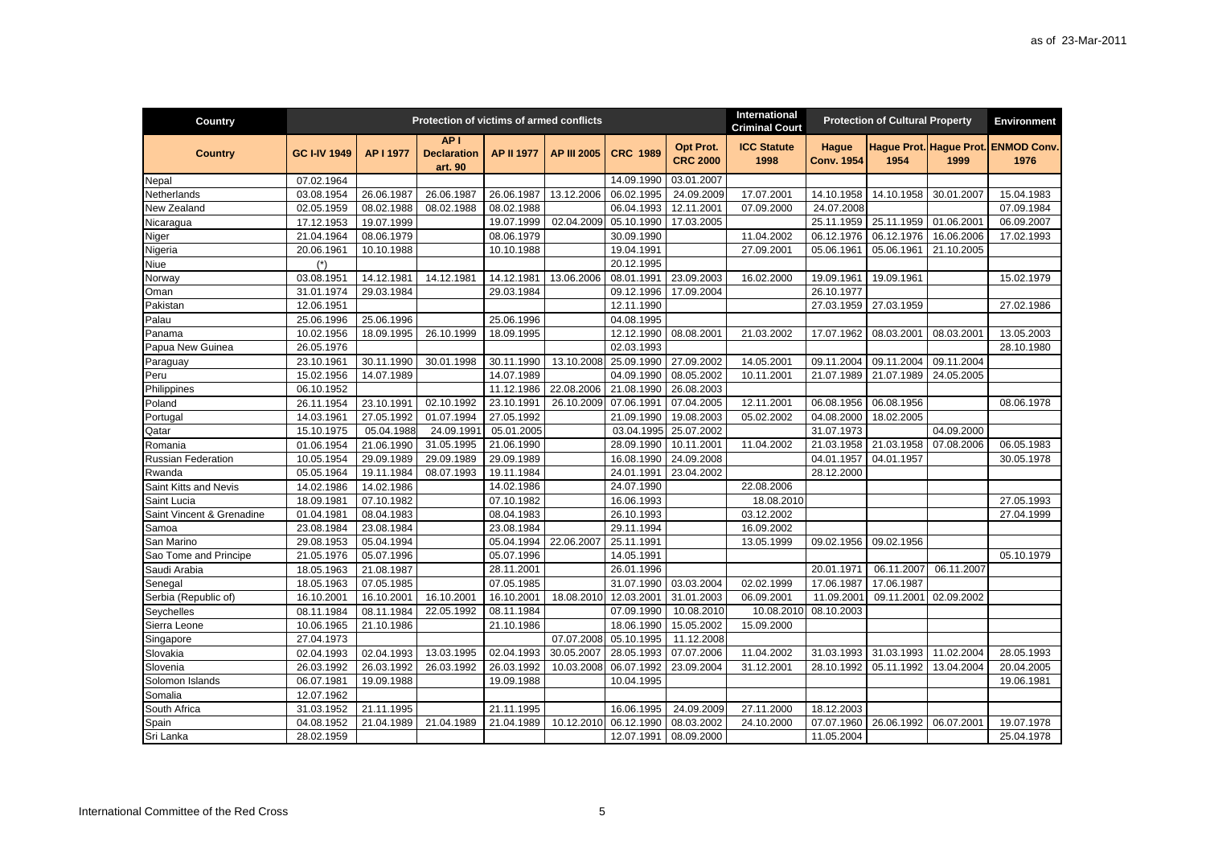as of 23-Mar-2011

| Country | Protection of victims of armed conflicts | | | | | | | International Criminal Court | Protection of Cultural Property | | | Environment |
|---|---|---|---|---|---|---|---|---|---|---|---|---|
| Country | GC I-IV 1949 | AP I 1977 | AP I Declaration art. 90 | AP II 1977 | AP III 2005 | CRC 1989 | Opt Prot. CRC 2000 | ICC Statute 1998 | Hague Conv. 1954 | Hague Prot. 1954 | Hague Prot. 1999 | ENMOD Conv. 1976 |
| Nepal | 07.02.1964 | | | | | 14.09.1990 | 03.01.2007 | | | | | |
| Netherlands | 03.08.1954 | 26.06.1987 | 26.06.1987 | 26.06.1987 | 13.12.2006 | 06.02.1995 | 24.09.2009 | 17.07.2001 | 14.10.1958 | 14.10.1958 | 30.01.2007 | 15.04.1983 |
| New Zealand | 02.05.1959 | 08.02.1988 | 08.02.1988 | 08.02.1988 | | 06.04.1993 | 12.11.2001 | 07.09.2000 | 24.07.2008 | | | 07.09.1984 |
| Nicaragua | 17.12.1953 | 19.07.1999 | | 19.07.1999 | 02.04.2009 | 05.10.1990 | 17.03.2005 | | 25.11.1959 | 25.11.1959 | 01.06.2001 | 06.09.2007 |
| Niger | 21.04.1964 | 08.06.1979 | | 08.06.1979 | | 30.09.1990 | | 11.04.2002 | 06.12.1976 | 06.12.1976 | 16.06.2006 | 17.02.1993 |
| Nigeria | 20.06.1961 | 10.10.1988 | | 10.10.1988 | | 19.04.1991 | | 27.09.2001 | 05.06.1961 | 05.06.1961 | 21.10.2005 | |
| Niue | (*) | | | | | 20.12.1995 | | | | | | |
| Norway | 03.08.1951 | 14.12.1981 | 14.12.1981 | 14.12.1981 | 13.06.2006 | 08.01.1991 | 23.09.2003 | 16.02.2000 | 19.09.1961 | 19.09.1961 | | 15.02.1979 |
| Oman | 31.01.1974 | 29.03.1984 | | 29.03.1984 | | 09.12.1996 | 17.09.2004 | | 26.10.1977 | | | |
| Pakistan | 12.06.1951 | | | | | 12.11.1990 | | | 27.03.1959 | 27.03.1959 | | 27.02.1986 |
| Palau | 25.06.1996 | 25.06.1996 | | 25.06.1996 | | 04.08.1995 | | | | | | |
| Panama | 10.02.1956 | 18.09.1995 | 26.10.1999 | 18.09.1995 | | 12.12.1990 | 08.08.2001 | 21.03.2002 | 17.07.1962 | 08.03.2001 | 08.03.2001 | 13.05.2003 |
| Papua New Guinea | 26.05.1976 | | | | | 02.03.1993 | | | | | | 28.10.1980 |
| Paraguay | 23.10.1961 | 30.11.1990 | 30.01.1998 | 30.11.1990 | 13.10.2008 | 25.09.1990 | 27.09.2002 | 14.05.2001 | 09.11.2004 | 09.11.2004 | 09.11.2004 | |
| Peru | 15.02.1956 | 14.07.1989 | | 14.07.1989 | | 04.09.1990 | 08.05.2002 | 10.11.2001 | 21.07.1989 | 21.07.1989 | 24.05.2005 | |
| Philippines | 06.10.1952 | | | 11.12.1986 | 22.08.2006 | 21.08.1990 | 26.08.2003 | | | | | |
| Poland | 26.11.1954 | 23.10.1991 | 02.10.1992 | 23.10.1991 | 26.10.2009 | 07.06.1991 | 07.04.2005 | 12.11.2001 | 06.08.1956 | 06.08.1956 | | 08.06.1978 |
| Portugal | 14.03.1961 | 27.05.1992 | 01.07.1994 | 27.05.1992 | | 21.09.1990 | 19.08.2003 | 05.02.2002 | 04.08.2000 | 18.02.2005 | | |
| Qatar | 15.10.1975 | 05.04.1988 | 24.09.1991 | 05.01.2005 | | 03.04.1995 | 25.07.2002 | | 31.07.1973 | | 04.09.2000 | |
| Romania | 01.06.1954 | 21.06.1990 | 31.05.1995 | 21.06.1990 | | 28.09.1990 | 10.11.2001 | 11.04.2002 | 21.03.1958 | 21.03.1958 | 07.08.2006 | 06.05.1983 |
| Russian Federation | 10.05.1954 | 29.09.1989 | 29.09.1989 | 29.09.1989 | | 16.08.1990 | 24.09.2008 | | 04.01.1957 | 04.01.1957 | | 30.05.1978 |
| Rwanda | 05.05.1964 | 19.11.1984 | 08.07.1993 | 19.11.1984 | | 24.01.1991 | 23.04.2002 | | 28.12.2000 | | | |
| Saint Kitts and Nevis | 14.02.1986 | 14.02.1986 | | 14.02.1986 | | 24.07.1990 | | 22.08.2006 | | | | |
| Saint Lucia | 18.09.1981 | 07.10.1982 | | 07.10.1982 | | 16.06.1993 | | 18.08.2010 | | | | 27.05.1993 |
| Saint Vincent & Grenadine | 01.04.1981 | 08.04.1983 | | 08.04.1983 | | 26.10.1993 | | 03.12.2002 | | | | 27.04.1999 |
| Samoa | 23.08.1984 | 23.08.1984 | | 23.08.1984 | | 29.11.1994 | | 16.09.2002 | | | | |
| San Marino | 29.08.1953 | 05.04.1994 | | 05.04.1994 | 22.06.2007 | 25.11.1991 | | 13.05.1999 | 09.02.1956 | 09.02.1956 | | |
| Sao Tome and Principe | 21.05.1976 | 05.07.1996 | | 05.07.1996 | | 14.05.1991 | | | | | | 05.10.1979 |
| Saudi Arabia | 18.05.1963 | 21.08.1987 | | 28.11.2001 | | 26.01.1996 | | | 20.01.1971 | 06.11.2007 | 06.11.2007 | |
| Senegal | 18.05.1963 | 07.05.1985 | | 07.05.1985 | | 31.07.1990 | 03.03.2004 | 02.02.1999 | 17.06.1987 | 17.06.1987 | | |
| Serbia (Republic of) | 16.10.2001 | 16.10.2001 | 16.10.2001 | 16.10.2001 | 18.08.2010 | 12.03.2001 | 31.01.2003 | 06.09.2001 | 11.09.2001 | 09.11.2001 | 02.09.2002 | |
| Seychelles | 08.11.1984 | 08.11.1984 | 22.05.1992 | 08.11.1984 | | 07.09.1990 | 10.08.2010 | 10.08.2010 | 08.10.2003 | | | |
| Sierra Leone | 10.06.1965 | 21.10.1986 | | 21.10.1986 | | 18.06.1990 | 15.05.2002 | 15.09.2000 | | | | |
| Singapore | 27.04.1973 | | | | 07.07.2008 | 05.10.1995 | 11.12.2008 | | | | | |
| Slovakia | 02.04.1993 | 02.04.1993 | 13.03.1995 | 02.04.1993 | 30.05.2007 | 28.05.1993 | 07.07.2006 | 11.04.2002 | 31.03.1993 | 31.03.1993 | 11.02.2004 | 28.05.1993 |
| Slovenia | 26.03.1992 | 26.03.1992 | 26.03.1992 | 26.03.1992 | 10.03.2008 | 06.07.1992 | 23.09.2004 | 31.12.2001 | 28.10.1992 | 05.11.1992 | 13.04.2004 | 20.04.2005 |
| Solomon Islands | 06.07.1981 | 19.09.1988 | | 19.09.1988 | | 10.04.1995 | | | | | | 19.06.1981 |
| Somalia | 12.07.1962 | | | | | | | | | | | |
| South Africa | 31.03.1952 | 21.11.1995 | | 21.11.1995 | | 16.06.1995 | 24.09.2009 | 27.11.2000 | 18.12.2003 | | | |
| Spain | 04.08.1952 | 21.04.1989 | 21.04.1989 | 21.04.1989 | 10.12.2010 | 06.12.1990 | 08.03.2002 | 24.10.2000 | 07.07.1960 | 26.06.1992 | 06.07.2001 | 19.07.1978 |
| Sri Lanka | 28.02.1959 | | | | | 12.07.1991 | 08.09.2000 | | 11.05.2004 | | | 25.04.1978 |

International Committee of the Red Cross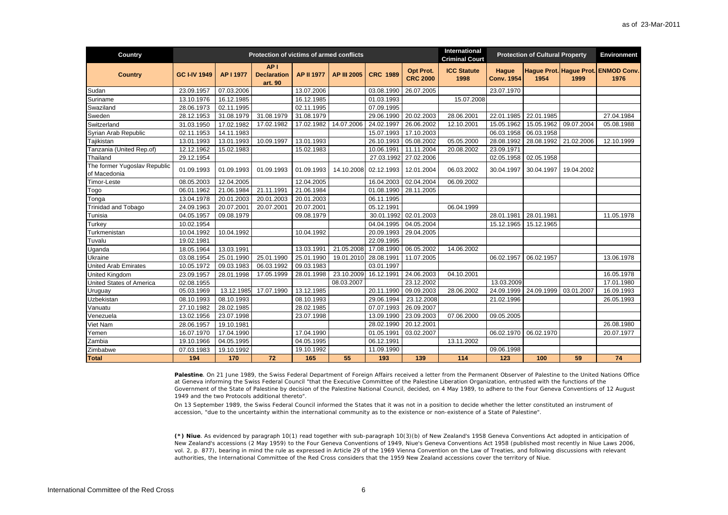as of 23-Mar-2011

| Country | Protection of victims of armed conflicts | | | | | | | International Criminal Court | Protection of Cultural Property | | | Environment |
|---|---|---|---|---|---|---|---|---|---|---|---|---|
| Country | GC I-IV 1949 | AP I 1977 | AP I Declaration art. 90 | AP II 1977 | AP III 2005 | CRC 1989 | Opt Prot. CRC 2000 | ICC Statute 1998 | Hague Conv. 1954 | Hague Prot. 1954 | Hague Prot. 1999 | ENMOD Conv. 1976 |
| Sudan | 23.09.1957 | 07.03.2006 | | 13.07.2006 | | 03.08.1990 | 26.07.2005 | | 23.07.1970 | | | |
| Suriname | 13.10.1976 | 16.12.1985 | | 16.12.1985 | | 01.03.1993 | | 15.07.2008 | | | | |
| Swaziland | 28.06.1973 | 02.11.1995 | | 02.11.1995 | | 07.09.1995 | | | | | | |
| Sweden | 28.12.1953 | 31.08.1979 | 31.08.1979 | 31.08.1979 | | 29.06.1990 | 20.02.2003 | 28.06.2001 | 22.01.1985 | 22.01.1985 | | 27.04.1984 |
| Switzerland | 31.03.1950 | 17.02.1982 | 17.02.1982 | 17.02.1982 | 14.07.2006 | 24.02.1997 | 26.06.2002 | 12.10.2001 | 15.05.1962 | 15.05.1962 | 09.07.2004 | 05.08.1988 |
| Syrian Arab Republic | 02.11.1953 | 14.11.1983 | | | | 15.07.1993 | 17.10.2003 | | 06.03.1958 | 06.03.1958 | | |
| Tajikistan | 13.01.1993 | 13.01.1993 | 10.09.1997 | 13.01.1993 | | 26.10.1993 | 05.08.2002 | 05.05.2000 | 28.08.1992 | 28.08.1992 | 21.02.2006 | 12.10.1999 |
| Tanzania (United Rep.of) | 12.12.1962 | 15.02.1983 | | 15.02.1983 | | 10.06.1991 | 11.11.2004 | 20.08.2002 | 23.09.1971 | | | |
| Thailand | 29.12.1954 | | | | | 27.03.1992 | 27.02.2006 | | 02.05.1958 | 02.05.1958 | | |
| The former Yugoslav Republic of Macedonia | 01.09.1993 | 01.09.1993 | 01.09.1993 | 01.09.1993 | 14.10.2008 | 02.12.1993 | 12.01.2004 | 06.03.2002 | 30.04.1997 | 30.04.1997 | 19.04.2002 | |
| Timor-Leste | 08.05.2003 | 12.04.2005 | | 12.04.2005 | | 16.04.2003 | 02.04.2004 | 06.09.2002 | | | | |
| Togo | 06.01.1962 | 21.06.1984 | 21.11.1991 | 21.06.1984 | | 01.08.1990 | 28.11.2005 | | | | | |
| Tonga | 13.04.1978 | 20.01.2003 | 20.01.2003 | 20.01.2003 | | 06.11.1995 | | | | | | |
| Trinidad and Tobago | 24.09.1963 | 20.07.2001 | 20.07.2001 | 20.07.2001 | | 05.12.1991 | | 06.04.1999 | | | | |
| Tunisia | 04.05.1957 | 09.08.1979 | | 09.08.1979 | | 30.01.1992 | 02.01.2003 | | 28.01.1981 | 28.01.1981 | | 11.05.1978 |
| Turkey | 10.02.1954 | | | | | 04.04.1995 | 04.05.2004 | | 15.12.1965 | 15.12.1965 | | |
| Turkmenistan | 10.04.1992 | 10.04.1992 | | 10.04.1992 | | 20.09.1993 | 29.04.2005 | | | | | |
| Tuvalu | 19.02.1981 | | | | | 22.09.1995 | | | | | | |
| Uganda | 18.05.1964 | 13.03.1991 | | 13.03.1991 | 21.05.2008 | 17.08.1990 | 06.05.2002 | 14.06.2002 | | | | |
| Ukraine | 03.08.1954 | 25.01.1990 | 25.01.1990 | 25.01.1990 | 19.01.2010 | 28.08.1991 | 11.07.2005 | | 06.02.1957 | 06.02.1957 | | 13.06.1978 |
| United Arab Emirates | 10.05.1972 | 09.03.1983 | 06.03.1992 | 09.03.1983 | | 03.01.1997 | | | | | | |
| United Kingdom | 23.09.1957 | 28.01.1998 | 17.05.1999 | 28.01.1998 | 23.10.2009 | 16.12.1991 | 24.06.2003 | 04.10.2001 | | | | 16.05.1978 |
| United States of America | 02.08.1955 | | | | 08.03.2007 | | 23.12.2002 | | 13.03.2009 | | | 17.01.1980 |
| Uruguay | 05.03.1969 | 13.12.1985 | 17.07.1990 | 13.12.1985 | | 20.11.1990 | 09.09.2003 | 28.06.2002 | 24.09.1999 | 24.09.1999 | 03.01.2007 | 16.09.1993 |
| Uzbekistan | 08.10.1993 | 08.10.1993 | | 08.10.1993 | | 29.06.1994 | 23.12.2008 | | 21.02.1996 | | | 26.05.1993 |
| Vanuatu | 27.10.1982 | 28.02.1985 | | 28.02.1985 | | 07.07.1993 | 26.09.2007 | | | | | |
| Venezuela | 13.02.1956 | 23.07.1998 | | 23.07.1998 | | 13.09.1990 | 23.09.2003 | 07.06.2000 | 09.05.2005 | | | |
| Viet Nam | 28.06.1957 | 19.10.1981 | | | | 28.02.1990 | 20.12.2001 | | | | | 26.08.1980 |
| Yemen | 16.07.1970 | 17.04.1990 | | 17.04.1990 | | 01.05.1991 | 03.02.2007 | | 06.02.1970 | 06.02.1970 | | 20.07.1977 |
| Zambia | 19.10.1966 | 04.05.1995 | | 04.05.1995 | | 06.12.1991 | | 13.11.2002 | | | | |
| Zimbabwe | 07.03.1983 | 19.10.1992 | | 19.10.1992 | | 11.09.1990 | | | 09.06.1998 | | | |
| **Total** | **194** | **170** | **72** | **165** | **55** | **193** | **139** | **114** | **123** | **100** | **59** | **74** |

**Palestine**. On 21 June 1989, the Swiss Federal Department of Foreign Affairs received a letter from the Permanent Observer of Palestine to the United Nations Office at Geneva informing the Swiss Federal Council "that the Executive Committee of the Palestine Liberation Organization, entrusted with the functions of the Government of the State of Palestine by decision of the Palestine National Council, decided, on 4 May 1989, to adhere to the Four Geneva Conventions of 12 August 1949 and the two Protocols additional thereto".

On 13 September 1989, the Swiss Federal Council informed the States that it was not in a position to decide whether the letter constituted an instrument of accession, "due to the uncertainty within the international community as to the existence or non-existence of a State of Palestine".

**(*) Niue**. As evidenced by paragraph 10(1) read together with sub-paragraph 10(3)(b) of New Zealand's 1958 Geneva Conventions Act adopted in anticipation of New Zealand's accessions (2 May 1959) to the Four Geneva Conventions of 1949, Niue's Geneva Conventions Act 1958 (published most recently in Niue Laws 2006, vol. 2, p. 877), bearing in mind the rule as expressed in Article 29 of the 1969 Vienna Convention on the Law of Treaties, and following discussions with relevant authorities, the International Committee of the Red Cross considers that the 1959 New Zealand accessions cover the territory of Niue.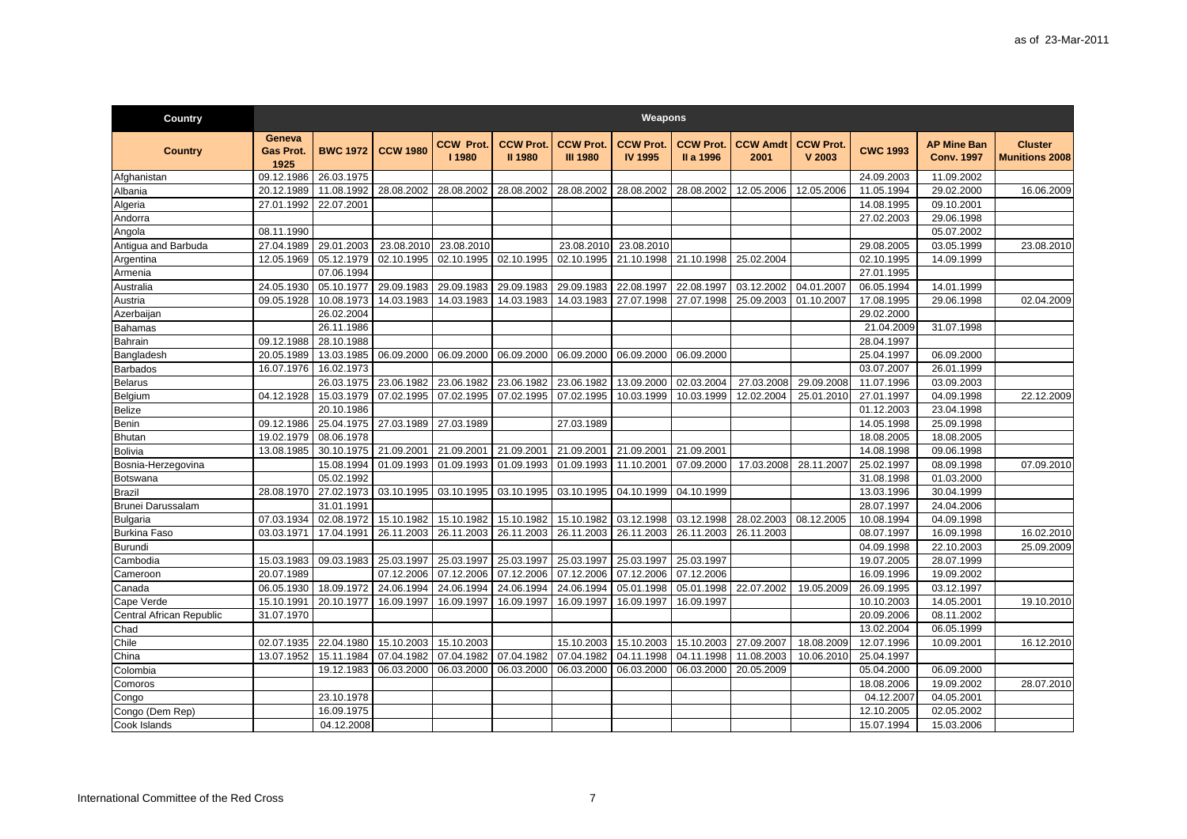| Country | Weapons | | | | | | | | | | | | |
|---|---|---|---|---|---|---|---|---|---|---|---|---|---|
| **Country** | **Geneva Gas Prot. 1925** | **BWC 1972** | **CCW 1980** | **CCW Prot. I 1980** | **CCW Prot. II 1980** | **CCW Prot. III 1980** | **CCW Prot. IV 1995** | **CCW Prot. II a 1996** | **CCW Amdt 2001** | **CCW Prot. V 2003** | **CWC 1993** | **AP Mine Ban Conv. 1997** | **Cluster Munitions 2008** |
| Afghanistan | 09.12.1986 | 26.03.1975 | | | | | | | | | 24.09.2003 | 11.09.2002 | |
| Albania | 20.12.1989 | 11.08.1992 | 28.08.2002 | 28.08.2002 | 28.08.2002 | 28.08.2002 | 28.08.2002 | 28.08.2002 | 12.05.2006 | 12.05.2006 | 11.05.1994 | 29.02.2000 | 16.06.2009 |
| Algeria | 27.01.1992 | 22.07.2001 | | | | | | | | | 14.08.1995 | 09.10.2001 | |
| Andorra | | | | | | | | | | | 27.02.2003 | 29.06.1998 | |
| Angola | 08.11.1990 | | | | | | | | | | | 05.07.2002 | |
| Antigua and Barbuda | 27.04.1989 | 29.01.2003 | 23.08.2010 | 23.08.2010 | | 23.08.2010 | 23.08.2010 | | | | 29.08.2005 | 03.05.1999 | 23.08.2010 |
| Argentina | 12.05.1969 | 05.12.1979 | 02.10.1995 | 02.10.1995 | 02.10.1995 | 02.10.1995 | 21.10.1998 | 21.10.1998 | 25.02.2004 | | 02.10.1995 | 14.09.1999 | |
| Armenia | | 07.06.1994 | | | | | | | | | 27.01.1995 | | |
| Australia | 24.05.1930 | 05.10.1977 | 29.09.1983 | 29.09.1983 | 29.09.1983 | 29.09.1983 | 22.08.1997 | 22.08.1997 | 03.12.2002 | 04.01.2007 | 06.05.1994 | 14.01.1999 | |
| Austria | 09.05.1928 | 10.08.1973 | 14.03.1983 | 14.03.1983 | 14.03.1983 | 14.03.1983 | 27.07.1998 | 27.07.1998 | 25.09.2003 | 01.10.2007 | 17.08.1995 | 29.06.1998 | 02.04.2009 |
| Azerbaijan | | 26.02.2004 | | | | | | | | | 29.02.2000 | | |
| Bahamas | | 26.11.1986 | | | | | | | | | 21.04.2009 | 31.07.1998 | |
| Bahrain | 09.12.1988 | 28.10.1988 | | | | | | | | | 28.04.1997 | | |
| Bangladesh | 20.05.1989 | 13.03.1985 | 06.09.2000 | 06.09.2000 | 06.09.2000 | 06.09.2000 | 06.09.2000 | 06.09.2000 | | | 25.04.1997 | 06.09.2000 | |
| Barbados | 16.07.1976 | 16.02.1973 | | | | | | | | | 03.07.2007 | 26.01.1999 | |
| Belarus | | 26.03.1975 | 23.06.1982 | 23.06.1982 | 23.06.1982 | 23.06.1982 | 13.09.2000 | 02.03.2004 | 27.03.2008 | 29.09.2008 | 11.07.1996 | 03.09.2003 | |
| Belgium | 04.12.1928 | 15.03.1979 | 07.02.1995 | 07.02.1995 | 07.02.1995 | 07.02.1995 | 10.03.1999 | 10.03.1999 | 12.02.2004 | 25.01.2010 | 27.01.1997 | 04.09.1998 | 22.12.2009 |
| Belize | | 20.10.1986 | | | | | | | | | 01.12.2003 | 23.04.1998 | |
| Benin | 09.12.1986 | 25.04.1975 | 27.03.1989 | 27.03.1989 | | 27.03.1989 | | | | | 14.05.1998 | 25.09.1998 | |
| Bhutan | 19.02.1979 | 08.06.1978 | | | | | | | | | 18.08.2005 | 18.08.2005 | |
| Bolivia | 13.08.1985 | 30.10.1975 | 21.09.2001 | 21.09.2001 | 21.09.2001 | 21.09.2001 | 21.09.2001 | 21.09.2001 | | | 14.08.1998 | 09.06.1998 | |
| Bosnia-Herzegovina | | 15.08.1994 | 01.09.1993 | 01.09.1993 | 01.09.1993 | 01.09.1993 | 11.10.2001 | 07.09.2000 | 17.03.2008 | 28.11.2007 | 25.02.1997 | 08.09.1998 | 07.09.2010 |
| Botswana | | 05.02.1992 | | | | | | | | | 31.08.1998 | 01.03.2000 | |
| Brazil | 28.08.1970 | 27.02.1973 | 03.10.1995 | 03.10.1995 | 03.10.1995 | 03.10.1995 | 04.10.1999 | 04.10.1999 | | | 13.03.1996 | 30.04.1999 | |
| Brunei Darussalam | | 31.01.1991 | | | | | | | | | 28.07.1997 | 24.04.2006 | |
| Bulgaria | 07.03.1934 | 02.08.1972 | 15.10.1982 | 15.10.1982 | 15.10.1982 | 15.10.1982 | 03.12.1998 | 03.12.1998 | 28.02.2003 | 08.12.2005 | 10.08.1994 | 04.09.1998 | |
| Burkina Faso | 03.03.1971 | 17.04.1991 | 26.11.2003 | 26.11.2003 | 26.11.2003 | 26.11.2003 | 26.11.2003 | 26.11.2003 | 26.11.2003 | | 08.07.1997 | 16.09.1998 | 16.02.2010 |
| Burundi | | | | | | | | | | | 04.09.1998 | 22.10.2003 | 25.09.2009 |
| Cambodia | 15.03.1983 | 09.03.1983 | 25.03.1997 | 25.03.1997 | 25.03.1997 | 25.03.1997 | 25.03.1997 | 25.03.1997 | | | 19.07.2005 | 28.07.1999 | |
| Cameroon | 20.07.1989 | | 07.12.2006 | 07.12.2006 | 07.12.2006 | 07.12.2006 | 07.12.2006 | 07.12.2006 | | | 16.09.1996 | 19.09.2002 | |
| Canada | 06.05.1930 | 18.09.1972 | 24.06.1994 | 24.06.1994 | 24.06.1994 | 24.06.1994 | 05.01.1998 | 05.01.1998 | 22.07.2002 | 19.05.2009 | 26.09.1995 | 03.12.1997 | |
| Cape Verde | 15.10.1991 | 20.10.1977 | 16.09.1997 | 16.09.1997 | 16.09.1997 | 16.09.1997 | 16.09.1997 | 16.09.1997 | | | 10.10.2003 | 14.05.2001 | 19.10.2010 |
| Central African Republic | 31.07.1970 | | | | | | | | | | 20.09.2006 | 08.11.2002 | |
| Chad | | | | | | | | | | | 13.02.2004 | 06.05.1999 | |
| Chile | 02.07.1935 | 22.04.1980 | 15.10.2003 | 15.10.2003 | | 15.10.2003 | 15.10.2003 | 15.10.2003 | 27.09.2007 | 18.08.2009 | 12.07.1996 | 10.09.2001 | 16.12.2010 |
| China | 13.07.1952 | 15.11.1984 | 07.04.1982 | 07.04.1982 | 07.04.1982 | 07.04.1982 | 04.11.1998 | 04.11.1998 | 11.08.2003 | 10.06.2010 | 25.04.1997 | | |
| Colombia | | 19.12.1983 | 06.03.2000 | 06.03.2000 | 06.03.2000 | 06.03.2000 | 06.03.2000 | 06.03.2000 | 20.05.2009 | | 05.04.2000 | 06.09.2000 | |
| Comoros | | | | | | | | | | | 18.08.2006 | 19.09.2002 | 28.07.2010 |
| Congo | | 23.10.1978 | | | | | | | | | 04.12.2007 | 04.05.2001 | |
| Congo (Dem Rep) | | 16.09.1975 | | | | | | | | | 12.10.2005 | 02.05.2002 | |
| Cook Islands | | 04.12.2008 | | | | | | | | | 15.07.1994 | 15.03.2006 | |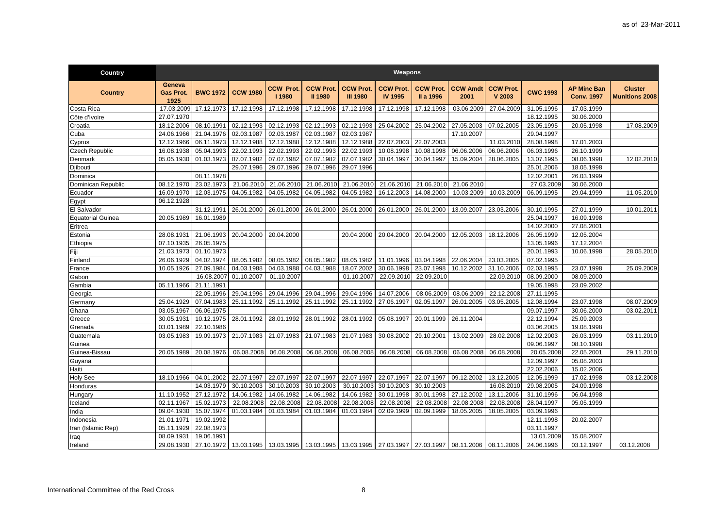as of 23-Mar-2011

| Country | Weapons | | | | | | | | | | | | |
|---|---|---|---|---|---|---|---|---|---|---|---|---|---|
| Country | Geneva Gas Prot. 1925 | BWC 1972 | CCW 1980 | CCW Prot. I 1980 | CCW Prot. II 1980 | CCW Prot. III 1980 | CCW Prot. IV 1995 | CCW Prot. II a 1996 | CCW Amdt 2001 | CCW Prot. V 2003 | CWC 1993 | AP Mine Ban Conv. 1997 | Cluster Munitions 2008 |
| Costa Rica | 17.03.2009 | 17.12.1973 | 17.12.1998 | 17.12.1998 | 17.12.1998 | 17.12.1998 | 17.12.1998 | 17.12.1998 | 03.06.2009 | 27.04.2009 | 31.05.1996 | 17.03.1999 | |
| Côte d'Ivoire | 27.07.1970 | | | | | | | | | | 18.12.1995 | 30.06.2000 | |
| Croatia | 18.12.2006 | 08.10.1991 | 02.12.1993 | 02.12.1993 | 02.12.1993 | 02.12.1993 | 25.04.2002 | 25.04.2002 | 27.05.2003 | 07.02.2005 | 23.05.1995 | 20.05.1998 | 17.08.2009 |
| Cuba | 24.06.1966 | 21.04.1976 | 02.03.1987 | 02.03.1987 | 02.03.1987 | 02.03.1987 | | | 17.10.2007 | | 29.04.1997 | | |
| Cyprus | 12.12.1966 | 06.11.1973 | 12.12.1988 | 12.12.1988 | 12.12.1988 | 12.12.1988 | 22.07.2003 | 22.07.2003 | | 11.03.2010 | 28.08.1998 | 17.01.2003 | |
| Czech Republic | 16.08.1938 | 05.04.1993 | 22.02.1993 | 22.02.1993 | 22.02.1993 | 22.02.1993 | 10.08.1998 | 10.08.1998 | 06.06.2006 | 06.06.2006 | 06.03.1996 | 26.10.1999 | |
| Denmark | 05.05.1930 | 01.03.1973 | 07.07.1982 | 07.07.1982 | 07.07.1982 | 07.07.1982 | 30.04.1997 | 30.04.1997 | 15.09.2004 | 28.06.2005 | 13.07.1995 | 08.06.1998 | 12.02.2010 |
| Djibouti | | | 29.07.1996 | 29.07.1996 | 29.07.1996 | 29.07.1996 | | | | | 25.01.2006 | 18.05.1998 | |
| Dominica | | 08.11.1978 | | | | | | | | | 12.02.2001 | 26.03.1999 | |
| Dominican Republic | 08.12.1970 | 23.02.1973 | 21.06.2010 | 21.06.2010 | 21.06.2010 | 21.06.2010 | 21.06.2010 | 21.06.2010 | 21.06.2010 | | 27.03.2009 | 30.06.2000 | |
| Ecuador | 16.09.1970 | 12.03.1975 | 04.05.1982 | 04.05.1982 | 04.05.1982 | 04.05.1982 | 16.12.2003 | 14.08.2000 | 10.03.2009 | 10.03.2009 | 06.09.1995 | 29.04.1999 | 11.05.2010 |
| Egypt | 06.12.1928 | | | | | | | | | | | | |
| El Salvador | | 31.12.1991 | 26.01.2000 | 26.01.2000 | 26.01.2000 | 26.01.2000 | 26.01.2000 | 26.01.2000 | 13.09.2007 | 23.03.2006 | 30.10.1995 | 27.01.1999 | 10.01.2011 |
| Equatorial Guinea | 20.05.1989 | 16.01.1989 | | | | | | | | | 25.04.1997 | 16.09.1998 | |
| Eritrea | | | | | | | | | | | 14.02.2000 | 27.08.2001 | |
| Estonia | 28.08.1931 | 21.06.1993 | 20.04.2000 | 20.04.2000 | | 20.04.2000 | 20.04.2000 | 20.04.2000 | 12.05.2003 | 18.12.2006 | 26.05.1999 | 12.05.2004 | |
| Ethiopia | 07.10.1935 | 26.05.1975 | | | | | | | | | 13.05.1996 | 17.12.2004 | |
| Fiji | 21.03.1973 | 01.10.1973 | | | | | | | | | 20.01.1993 | 10.06.1998 | 28.05.2010 |
| Finland | 26.06.1929 | 04.02.1974 | 08.05.1982 | 08.05.1982 | 08.05.1982 | 08.05.1982 | 11.01.1996 | 03.04.1998 | 22.06.2004 | 23.03.2005 | 07.02.1995 | | |
| France | 10.05.1926 | 27.09.1984 | 04.03.1988 | 04.03.1988 | 04.03.1988 | 18.07.2002 | 30.06.1998 | 23.07.1998 | 10.12.2002 | 31.10.2006 | 02.03.1995 | 23.07.1998 | 25.09.2009 |
| Gabon | | 16.08.2007 | 01.10.2007 | 01.10.2007 | | 01.10.2007 | 22.09.2010 | 22.09.2010 | | 22.09.2010 | 08.09.2000 | 08.09.2000 | |
| Gambia | 05.11.1966 | 21.11.1991 | | | | | | | | | 19.05.1998 | 23.09.2002 | |
| Georgia | | 22.05.1996 | 29.04.1996 | 29.04.1996 | 29.04.1996 | 29.04.1996 | 14.07.2006 | 08.06.2009 | 08.06.2009 | 22.12.2008 | 27.11.1995 | | |
| Germany | 25.04.1929 | 07.04.1983 | 25.11.1992 | 25.11.1992 | 25.11.1992 | 25.11.1992 | 27.06.1997 | 02.05.1997 | 26.01.2005 | 03.05.2005 | 12.08.1994 | 23.07.1998 | 08.07.2009 |
| Ghana | 03.05.1967 | 06.06.1975 | | | | | | | | | 09.07.1997 | 30.06.2000 | 03.02.2011 |
| Greece | 30.05.1931 | 10.12.1975 | 28.01.1992 | 28.01.1992 | 28.01.1992 | 28.01.1992 | 05.08.1997 | 20.01.1999 | 26.11.2004 | | 22.12.1994 | 25.09.2003 | |
| Grenada | 03.01.1989 | 22.10.1986 | | | | | | | | | 03.06.2005 | 19.08.1998 | |
| Guatemala | 03.05.1983 | 19.09.1973 | 21.07.1983 | 21.07.1983 | 21.07.1983 | 21.07.1983 | 30.08.2002 | 29.10.2001 | 13.02.2009 | 28.02.2008 | 12.02.2003 | 26.03.1999 | 03.11.2010 |
| Guinea | | | | | | | | | | | 09.06.1997 | 08.10.1998 | |
| Guinea-Bissau | 20.05.1989 | 20.08.1976 | 06.08.2008 | 06.08.2008 | 06.08.2008 | 06.08.2008 | 06.08.2008 | 06.08.2008 | 06.08.2008 | 06.08.2008 | 20.05.2008 | 22.05.2001 | 29.11.2010 |
| Guyana | | | | | | | | | | | 12.09.1997 | 05.08.2003 | |
| Haiti | | | | | | | | | | | 22.02.2006 | 15.02.2006 | |
| Holy See | 18.10.1966 | 04.01.2002 | 22.07.1997 | 22.07.1997 | 22.07.1997 | 22.07.1997 | 22.07.1997 | 22.07.1997 | 09.12.2002 | 13.12.2005 | 12.05.1999 | 17.02.1998 | 03.12.2008 |
| Honduras | | 14.03.1979 | 30.10.2003 | 30.10.2003 | 30.10.2003 | 30.10.2003 | 30.10.2003 | 30.10.2003 | | 16.08.2010 | 29.08.2005 | 24.09.1998 | |
| Hungary | 11.10.1952 | 27.12.1972 | 14.06.1982 | 14.06.1982 | 14.06.1982 | 14.06.1982 | 30.01.1998 | 30.01.1998 | 27.12.2002 | 13.11.2006 | 31.10.1996 | 06.04.1998 | |
| Iceland | 02.11.1967 | 15.02.1973 | 22.08.2008 | 22.08.2008 | 22.08.2008 | 22.08.2008 | 22.08.2008 | 22.08.2008 | 22.08.2008 | 22.08.2008 | 28.04.1997 | 05.05.1999 | |
| India | 09.04.1930 | 15.07.1974 | 01.03.1984 | 01.03.1984 | 01.03.1984 | 01.03.1984 | 02.09.1999 | 02.09.1999 | 18.05.2005 | 18.05.2005 | 03.09.1996 | | |
| Indonesia | 21.01.1971 | 19.02.1992 | | | | | | | | | 12.11.1998 | 20.02.2007 | |
| Iran (Islamic Rep) | 05.11.1929 | 22.08.1973 | | | | | | | | | 03.11.1997 | | |
| Iraq | 08.09.1931 | 19.06.1991 | | | | | | | | | 13.01.2009 | 15.08.2007 | |
| Ireland | 29.08.1930 | 27.10.1972 | 13.03.1995 | 13.03.1995 | 13.03.1995 | 13.03.1995 | 27.03.1997 | 27.03.1997 | 08.11.2006 | 08.11.2006 | 24.06.1996 | 03.12.1997 | 03.12.2008 |

International Committee of the Red Cross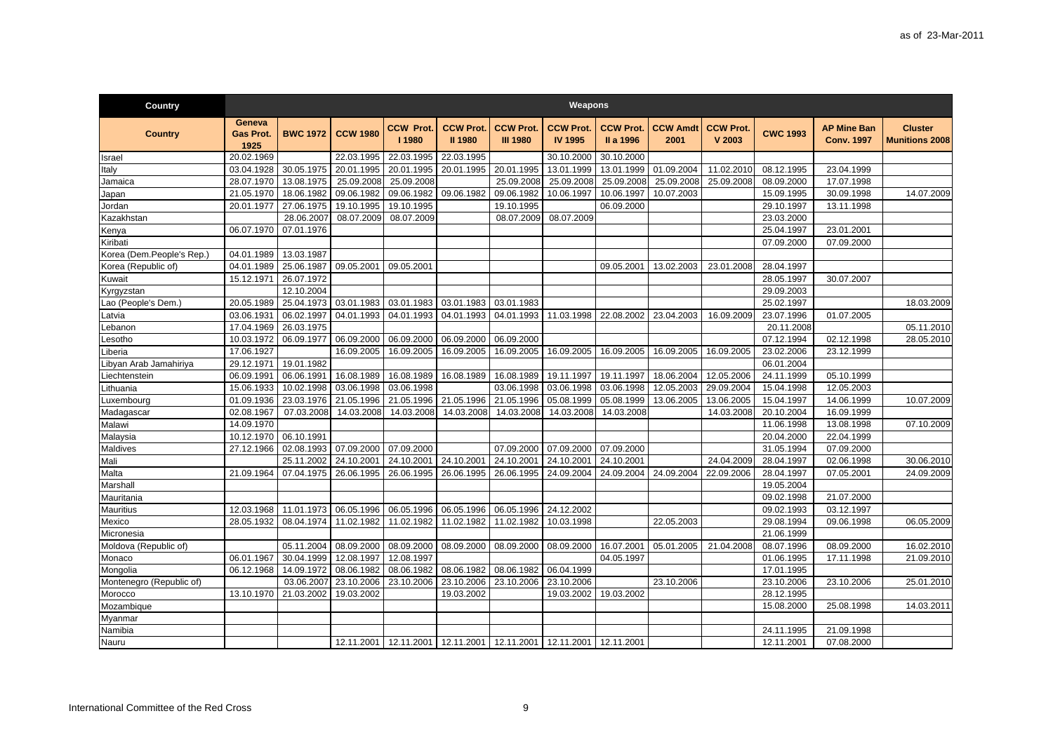| Country | Weapons | | | | | | | | | | | | |
|---|---|---|---|---|---|---|---|---|---|---|---|---|---|
| **Country** | **Geneva Gas Prot. 1925** | **BWC 1972** | **CCW 1980** | **CCW Prot. I 1980** | **CCW Prot. II 1980** | **CCW Prot. III 1980** | **CCW Prot. IV 1995** | **CCW Prot. II a 1996** | **CCW Amdt 2001** | **CCW Prot. V 2003** | **CWC 1993** | **AP Mine Ban Conv. 1997** | **Cluster Munitions 2008** |
| Israel | 20.02.1969 | | 22.03.1995 | 22.03.1995 | 22.03.1995 | | 30.10.2000 | 30.10.2000 | | | | | |
| Italy | 03.04.1928 | 30.05.1975 | 20.01.1995 | 20.01.1995 | 20.01.1995 | 20.01.1995 | 13.01.1999 | 13.01.1999 | 01.09.2004 | 11.02.2010 | 08.12.1995 | 23.04.1999 | |
| Jamaica | 28.07.1970 | 13.08.1975 | 25.09.2008 | 25.09.2008 | | 25.09.2008 | 25.09.2008 | 25.09.2008 | 25.09.2008 | 25.09.2008 | 08.09.2000 | 17.07.1998 | |
| Japan | 21.05.1970 | 18.06.1982 | 09.06.1982 | 09.06.1982 | 09.06.1982 | 09.06.1982 | 10.06.1997 | 10.06.1997 | 10.07.2003 | | 15.09.1995 | 30.09.1998 | 14.07.2009 |
| Jordan | 20.01.1977 | 27.06.1975 | 19.10.1995 | 19.10.1995 | | 19.10.1995 | | 06.09.2000 | | | 29.10.1997 | 13.11.1998 | |
| Kazakhstan | | 28.06.2007 | 08.07.2009 | 08.07.2009 | | 08.07.2009 | 08.07.2009 | | | | 23.03.2000 | | |
| Kenya | 06.07.1970 | 07.01.1976 | | | | | | | | | 25.04.1997 | 23.01.2001 | |
| Kiribati | | | | | | | | | | | 07.09.2000 | 07.09.2000 | |
| Korea (Dem.People's Rep.) | 04.01.1989 | 13.03.1987 | | | | | | | | | | | |
| Korea (Republic of) | 04.01.1989 | 25.06.1987 | 09.05.2001 | 09.05.2001 | | | | 09.05.2001 | 13.02.2003 | 23.01.2008 | 28.04.1997 | | |
| Kuwait | 15.12.1971 | 26.07.1972 | | | | | | | | | 28.05.1997 | 30.07.2007 | |
| Kyrgyzstan | | 12.10.2004 | | | | | | | | | 29.09.2003 | | |
| Lao (People's Dem.) | 20.05.1989 | 25.04.1973 | 03.01.1983 | 03.01.1983 | 03.01.1983 | 03.01.1983 | | | | | 25.02.1997 | | 18.03.2009 |
| Latvia | 03.06.1931 | 06.02.1997 | 04.01.1993 | 04.01.1993 | 04.01.1993 | 04.01.1993 | 11.03.1998 | 22.08.2002 | 23.04.2003 | 16.09.2009 | 23.07.1996 | 01.07.2005 | |
| Lebanon | 17.04.1969 | 26.03.1975 | | | | | | | | | 20.11.2008 | | 05.11.2010 |
| Lesotho | 10.03.1972 | 06.09.1977 | 06.09.2000 | 06.09.2000 | 06.09.2000 | 06.09.2000 | | | | | 07.12.1994 | 02.12.1998 | 28.05.2010 |
| Liberia | 17.06.1927 | | 16.09.2005 | 16.09.2005 | 16.09.2005 | 16.09.2005 | 16.09.2005 | 16.09.2005 | 16.09.2005 | 16.09.2005 | 23.02.2006 | 23.12.1999 | |
| Libyan Arab Jamahiriya | 29.12.1971 | 19.01.1982 | | | | | | | | | 06.01.2004 | | |
| Liechtenstein | 06.09.1991 | 06.06.1991 | 16.08.1989 | 16.08.1989 | 16.08.1989 | 16.08.1989 | 19.11.1997 | 19.11.1997 | 18.06.2004 | 12.05.2006 | 24.11.1999 | 05.10.1999 | |
| Lithuania | 15.06.1933 | 10.02.1998 | 03.06.1998 | 03.06.1998 | | 03.06.1998 | 03.06.1998 | 03.06.1998 | 12.05.2003 | 29.09.2004 | 15.04.1998 | 12.05.2003 | |
| Luxembourg | 01.09.1936 | 23.03.1976 | 21.05.1996 | 21.05.1996 | 21.05.1996 | 21.05.1996 | 05.08.1999 | 05.08.1999 | 13.06.2005 | 13.06.2005 | 15.04.1997 | 14.06.1999 | 10.07.2009 |
| Madagascar | 02.08.1967 | 07.03.2008 | 14.03.2008 | 14.03.2008 | 14.03.2008 | 14.03.2008 | 14.03.2008 | 14.03.2008 | | 14.03.2008 | 20.10.2004 | 16.09.1999 | |
| Malawi | 14.09.1970 | | | | | | | | | | 11.06.1998 | 13.08.1998 | 07.10.2009 |
| Malaysia | 10.12.1970 | 06.10.1991 | | | | | | | | | 20.04.2000 | 22.04.1999 | |
| Maldives | 27.12.1966 | 02.08.1993 | 07.09.2000 | 07.09.2000 | | 07.09.2000 | 07.09.2000 | 07.09.2000 | | | 31.05.1994 | 07.09.2000 | |
| Mali | | 25.11.2002 | 24.10.2001 | 24.10.2001 | 24.10.2001 | 24.10.2001 | 24.10.2001 | 24.10.2001 | | 24.04.2009 | 28.04.1997 | 02.06.1998 | 30.06.2010 |
| Malta | 21.09.1964 | 07.04.1975 | 26.06.1995 | 26.06.1995 | 26.06.1995 | 26.06.1995 | 24.09.2004 | 24.09.2004 | 24.09.2004 | 22.09.2006 | 28.04.1997 | 07.05.2001 | 24.09.2009 |
| Marshall | | | | | | | | | | | 19.05.2004 | | |
| Mauritania | | | | | | | | | | | 09.02.1998 | 21.07.2000 | |
| Mauritius | 12.03.1968 | 11.01.1973 | 06.05.1996 | 06.05.1996 | 06.05.1996 | 06.05.1996 | 24.12.2002 | | | | 09.02.1993 | 03.12.1997 | |
| Mexico | 28.05.1932 | 08.04.1974 | 11.02.1982 | 11.02.1982 | 11.02.1982 | 11.02.1982 | 10.03.1998 | | 22.05.2003 | | 29.08.1994 | 09.06.1998 | 06.05.2009 |
| Micronesia | | | | | | | | | | | 21.06.1999 | | |
| Moldova (Republic of) | | 05.11.2004 | 08.09.2000 | 08.09.2000 | 08.09.2000 | 08.09.2000 | 08.09.2000 | 16.07.2001 | 05.01.2005 | 21.04.2008 | 08.07.1996 | 08.09.2000 | 16.02.2010 |
| Monaco | 06.01.1967 | 30.04.1999 | 12.08.1997 | 12.08.1997 | | | | 04.05.1997 | | | 01.06.1995 | 17.11.1998 | 21.09.2010 |
| Mongolia | 06.12.1968 | 14.09.1972 | 08.06.1982 | 08.06.1982 | 08.06.1982 | 08.06.1982 | 06.04.1999 | | | | 17.01.1995 | | |
| Montenegro (Republic of) | | 03.06.2007 | 23.10.2006 | 23.10.2006 | 23.10.2006 | 23.10.2006 | 23.10.2006 | | 23.10.2006 | | 23.10.2006 | 23.10.2006 | 25.01.2010 |
| Morocco | 13.10.1970 | 21.03.2002 | 19.03.2002 | | 19.03.2002 | | 19.03.2002 | 19.03.2002 | | | 28.12.1995 | | |
| Mozambique | | | | | | | | | | | 15.08.2000 | 25.08.1998 | 14.03.2011 |
| Myanmar | | | | | | | | | | | | | |
| Namibia | | | | | | | | | | | 24.11.1995 | 21.09.1998 | |
| Nauru | | | 12.11.2001 | 12.11.2001 | 12.11.2001 | 12.11.2001 | 12.11.2001 | 12.11.2001 | | | 12.11.2001 | 07.08.2000 | |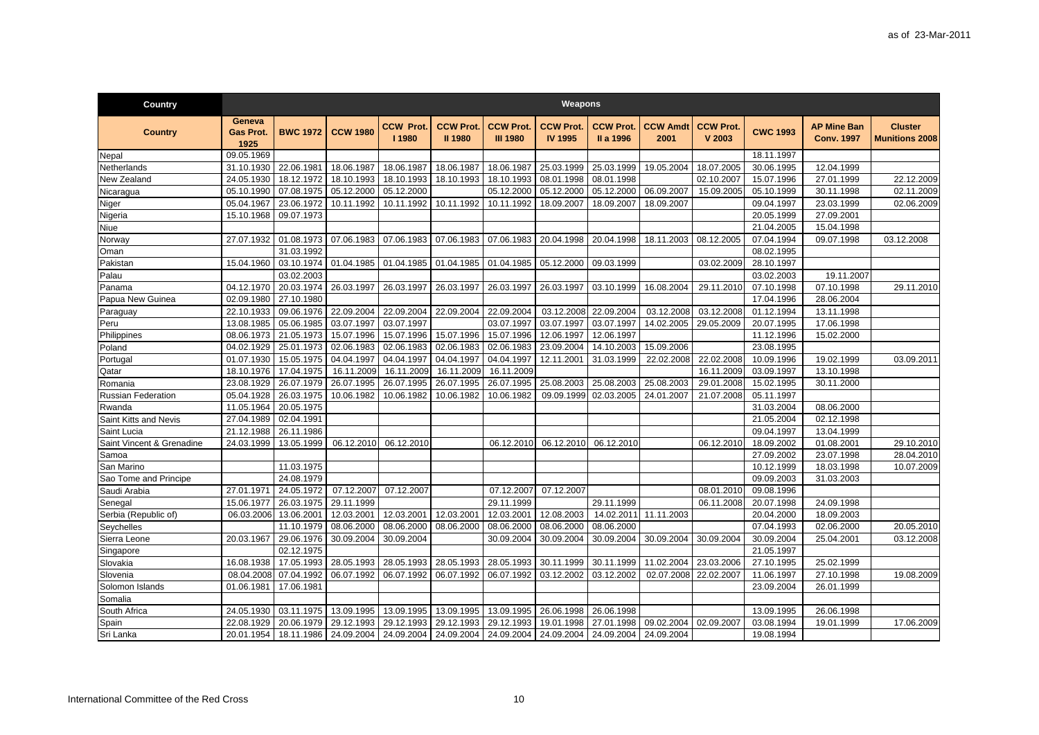| Country | Weapons | | | | | | | | | | | | |
|---|---|---|---|---|---|---|---|---|---|---|---|---|---|
| **Country** | **Geneva Gas Prot. 1925** | **BWC 1972** | **CCW 1980** | **CCW Prot. I 1980** | **CCW Prot. II 1980** | **CCW Prot. III 1980** | **CCW Prot. IV 1995** | **CCW Prot. II a 1996** | **CCW Amdt 2001** | **CCW Prot. V 2003** | **CWC 1993** | **AP Mine Ban Conv. 1997** | **Cluster Munitions 2008** |
| Nepal | 09.05.1969 | | | | | | | | | | 18.11.1997 | | |
| Netherlands | 31.10.1930 | 22.06.1981 | 18.06.1987 | 18.06.1987 | 18.06.1987 | 18.06.1987 | 25.03.1999 | 25.03.1999 | 19.05.2004 | 18.07.2005 | 30.06.1995 | 12.04.1999 | |
| New Zealand | 24.05.1930 | 18.12.1972 | 18.10.1993 | 18.10.1993 | 18.10.1993 | 18.10.1993 | 08.01.1998 | 08.01.1998 | | 02.10.2007 | 15.07.1996 | 27.01.1999 | 22.12.2009 |
| Nicaragua | 05.10.1990 | 07.08.1975 | 05.12.2000 | 05.12.2000 | | 05.12.2000 | 05.12.2000 | 05.12.2000 | 06.09.2007 | 15.09.2005 | 05.10.1999 | 30.11.1998 | 02.11.2009 |
| Niger | 05.04.1967 | 23.06.1972 | 10.11.1992 | 10.11.1992 | 10.11.1992 | 10.11.1992 | 18.09.2007 | 18.09.2007 | 18.09.2007 | | 09.04.1997 | 23.03.1999 | 02.06.2009 |
| Nigeria | 15.10.1968 | 09.07.1973 | | | | | | | | | 20.05.1999 | 27.09.2001 | |
| Niue | | | | | | | | | | | 21.04.2005 | 15.04.1998 | |
| Norway | 27.07.1932 | 01.08.1973 | 07.06.1983 | 07.06.1983 | 07.06.1983 | 07.06.1983 | 20.04.1998 | 20.04.1998 | 18.11.2003 | 08.12.2005 | 07.04.1994 | 09.07.1998 | 03.12.2008 |
| Oman | | 31.03.1992 | | | | | | | | | 08.02.1995 | | |
| Pakistan | 15.04.1960 | 03.10.1974 | 01.04.1985 | 01.04.1985 | 01.04.1985 | 01.04.1985 | 05.12.2000 | 09.03.1999 | | 03.02.2009 | 28.10.1997 | | |
| Palau | | 03.02.2003 | | | | | | | | | 03.02.2003 | 19.11.2007 | |
| Panama | 04.12.1970 | 20.03.1974 | 26.03.1997 | 26.03.1997 | 26.03.1997 | 26.03.1997 | 26.03.1997 | 03.10.1999 | 16.08.2004 | 29.11.2010 | 07.10.1998 | 07.10.1998 | 29.11.2010 |
| Papua New Guinea | 02.09.1980 | 27.10.1980 | | | | | | | | | 17.04.1996 | 28.06.2004 | |
| Paraguay | 22.10.1933 | 09.06.1976 | 22.09.2004 | 22.09.2004 | 22.09.2004 | 22.09.2004 | 03.12.2008 | 22.09.2004 | 03.12.2008 | 03.12.2008 | 01.12.1994 | 13.11.1998 | |
| Peru | 13.08.1985 | 05.06.1985 | 03.07.1997 | 03.07.1997 | | 03.07.1997 | 03.07.1997 | 03.07.1997 | 14.02.2005 | 29.05.2009 | 20.07.1995 | 17.06.1998 | |
| Philippines | 08.06.1973 | 21.05.1973 | 15.07.1996 | 15.07.1996 | 15.07.1996 | 15.07.1996 | 12.06.1997 | 12.06.1997 | | | 11.12.1996 | 15.02.2000 | |
| Poland | 04.02.1929 | 25.01.1973 | 02.06.1983 | 02.06.1983 | 02.06.1983 | 02.06.1983 | 23.09.2004 | 14.10.2003 | 15.09.2006 | | 23.08.1995 | | |
| Portugal | 01.07.1930 | 15.05.1975 | 04.04.1997 | 04.04.1997 | 04.04.1997 | 04.04.1997 | 12.11.2001 | 31.03.1999 | 22.02.2008 | 22.02.2008 | 10.09.1996 | 19.02.1999 | 03.09.2011 |
| Qatar | 18.10.1976 | 17.04.1975 | 16.11.2009 | 16.11.2009 | 16.11.2009 | 16.11.2009 | | | | 16.11.2009 | 03.09.1997 | 13.10.1998 | |
| Romania | 23.08.1929 | 26.07.1979 | 26.07.1995 | 26.07.1995 | 26.07.1995 | 26.07.1995 | 25.08.2003 | 25.08.2003 | 25.08.2003 | 29.01.2008 | 15.02.1995 | 30.11.2000 | |
| Russian Federation | 05.04.1928 | 26.03.1975 | 10.06.1982 | 10.06.1982 | 10.06.1982 | 10.06.1982 | 09.09.1999 | 02.03.2005 | 24.01.2007 | 21.07.2008 | 05.11.1997 | | |
| Rwanda | 11.05.1964 | 20.05.1975 | | | | | | | | | 31.03.2004 | 08.06.2000 | |
| Saint Kitts and Nevis | 27.04.1989 | 02.04.1991 | | | | | | | | | 21.05.2004 | 02.12.1998 | |
| Saint Lucia | 21.12.1988 | 26.11.1986 | | | | | | | | | 09.04.1997 | 13.04.1999 | |
| Saint Vincent & Grenadine | 24.03.1999 | 13.05.1999 | 06.12.2010 | 06.12.2010 | | 06.12.2010 | 06.12.2010 | 06.12.2010 | | 06.12.2010 | 18.09.2002 | 01.08.2001 | 29.10.2010 |
| Samoa | | | | | | | | | | | 27.09.2002 | 23.07.1998 | 28.04.2010 |
| San Marino | | 11.03.1975 | | | | | | | | | 10.12.1999 | 18.03.1998 | 10.07.2009 |
| Sao Tome and Principe | | 24.08.1979 | | | | | | | | | 09.09.2003 | 31.03.2003 | |
| Saudi Arabia | 27.01.1971 | 24.05.1972 | 07.12.2007 | 07.12.2007 | | 07.12.2007 | 07.12.2007 | | | 08.01.2010 | 09.08.1996 | | |
| Senegal | 15.06.1977 | 26.03.1975 | 29.11.1999 | | | 29.11.1999 | | 29.11.1999 | | 06.11.2008 | 20.07.1998 | 24.09.1998 | |
| Serbia (Republic of) | 06.03.2006 | 13.06.2001 | 12.03.2001 | 12.03.2001 | 12.03.2001 | 12.03.2001 | 12.08.2003 | 14.02.2011 | 11.11.2003 | | 20.04.2000 | 18.09.2003 | |
| Seychelles | | 11.10.1979 | 08.06.2000 | 08.06.2000 | 08.06.2000 | 08.06.2000 | 08.06.2000 | 08.06.2000 | | | 07.04.1993 | 02.06.2000 | 20.05.2010 |
| Sierra Leone | 20.03.1967 | 29.06.1976 | 30.09.2004 | 30.09.2004 | | 30.09.2004 | 30.09.2004 | 30.09.2004 | 30.09.2004 | 30.09.2004 | 30.09.2004 | 25.04.2001 | 03.12.2008 |
| Singapore | | 02.12.1975 | | | | | | | | | 21.05.1997 | | |
| Slovakia | 16.08.1938 | 17.05.1993 | 28.05.1993 | 28.05.1993 | 28.05.1993 | 28.05.1993 | 30.11.1999 | 30.11.1999 | 11.02.2004 | 23.03.2006 | 27.10.1995 | 25.02.1999 | |
| Slovenia | 08.04.2008 | 07.04.1992 | 06.07.1992 | 06.07.1992 | 06.07.1992 | 06.07.1992 | 03.12.2002 | 03.12.2002 | 02.07.2008 | 22.02.2007 | 11.06.1997 | 27.10.1998 | 19.08.2009 |
| Solomon Islands | 01.06.1981 | 17.06.1981 | | | | | | | | | 23.09.2004 | 26.01.1999 | |
| Somalia | | | | | | | | | | | | | |
| South Africa | 24.05.1930 | 03.11.1975 | 13.09.1995 | 13.09.1995 | 13.09.1995 | 13.09.1995 | 26.06.1998 | 26.06.1998 | | | 13.09.1995 | 26.06.1998 | |
| Spain | 22.08.1929 | 20.06.1979 | 29.12.1993 | 29.12.1993 | 29.12.1993 | 29.12.1993 | 19.01.1998 | 27.01.1998 | 09.02.2004 | 02.09.2007 | 03.08.1994 | 19.01.1999 | 17.06.2009 |
| Sri Lanka | 20.01.1954 | 18.11.1986 | 24.09.2004 | 24.09.2004 | 24.09.2004 | 24.09.2004 | 24.09.2004 | 24.09.2004 | 24.09.2004 | | 19.08.1994 | | |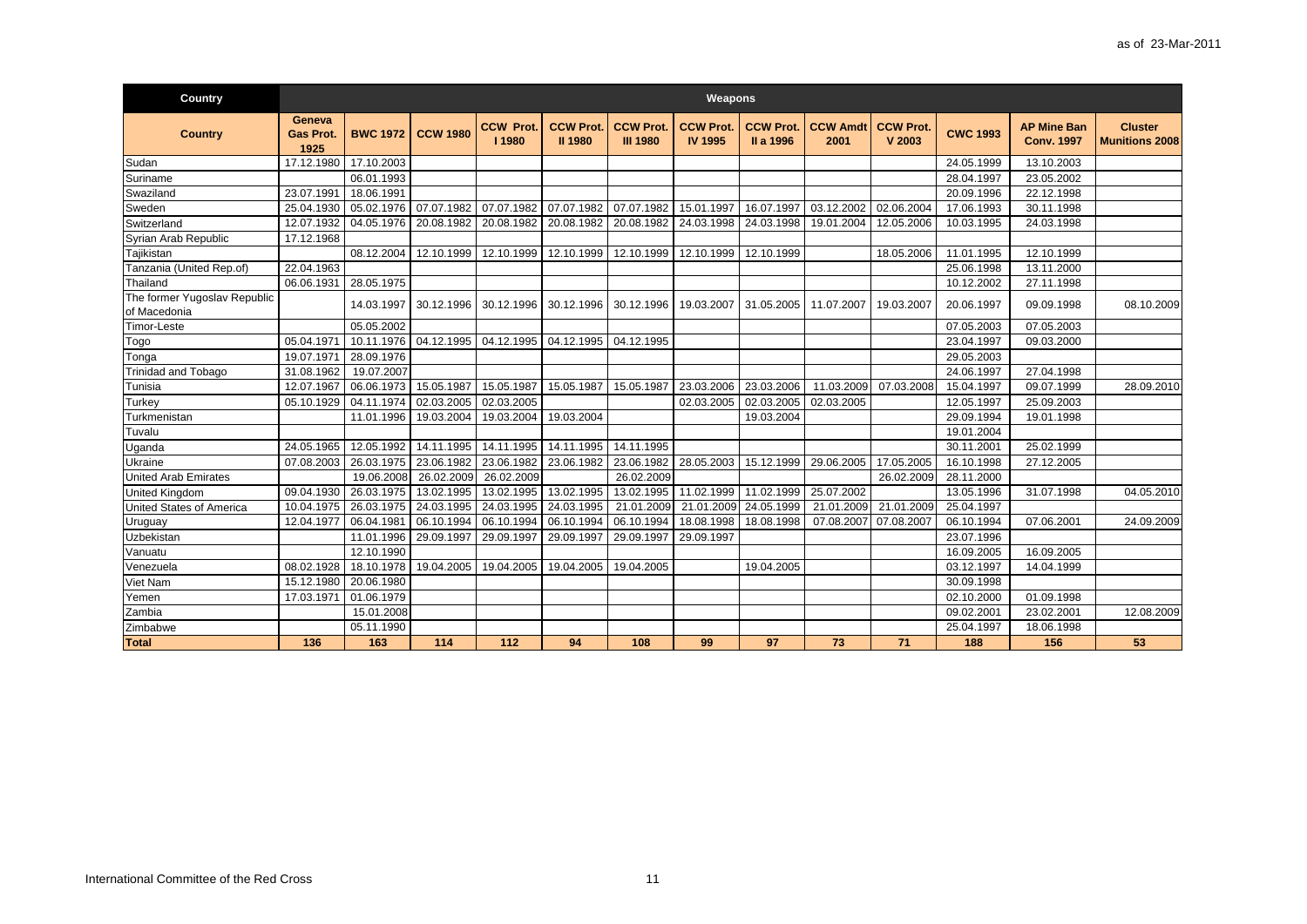| Country | Weapons | | | | | | | | | | | |
|---|---|---|---|---|---|---|---|---|---|---|---|---|
| **Country** | **Geneva Gas Prot. 1925** | **BWC 1972** | **CCW 1980** | **CCW Prot. I 1980** | **CCW Prot. II 1980** | **CCW Prot. III 1980** | **CCW Prot. IV 1995** | **CCW Prot. II a 1996** | **CCW Amdt 2001** | **CCW Prot. V 2003** | **CWC 1993** | **AP Mine Ban Conv. 1997** | **Cluster Munitions 2008** |
| Sudan | 17.12.1980 | 17.10.2003 | | | | | | | | | 24.05.1999 | 13.10.2003 | |
| Suriname | | 06.01.1993 | | | | | | | | | 28.04.1997 | 23.05.2002 | |
| Swaziland | 23.07.1991 | 18.06.1991 | | | | | | | | | 20.09.1996 | 22.12.1998 | |
| Sweden | 25.04.1930 | 05.02.1976 | 07.07.1982 | 07.07.1982 | 07.07.1982 | 07.07.1982 | 15.01.1997 | 16.07.1997 | 03.12.2002 | 02.06.2004 | 17.06.1993 | 30.11.1998 | |
| Switzerland | 12.07.1932 | 04.05.1976 | 20.08.1982 | 20.08.1982 | 20.08.1982 | 20.08.1982 | 24.03.1998 | 24.03.1998 | 19.01.2004 | 12.05.2006 | 10.03.1995 | 24.03.1998 | |
| Syrian Arab Republic | 17.12.1968 | | | | | | | | | | | | |
| Tajikistan | | 08.12.2004 | 12.10.1999 | 12.10.1999 | 12.10.1999 | 12.10.1999 | 12.10.1999 | 12.10.1999 | | 18.05.2006 | 11.01.1995 | 12.10.1999 | |
| Tanzania (United Rep.of) | 22.04.1963 | | | | | | | | | | 25.06.1998 | 13.11.2000 | |
| Thailand | 06.06.1931 | 28.05.1975 | | | | | | | | | 10.12.2002 | 27.11.1998 | |
| The former Yugoslav Republic of Macedonia | | 14.03.1997 | 30.12.1996 | 30.12.1996 | 30.12.1996 | 30.12.1996 | 19.03.2007 | 31.05.2005 | 11.07.2007 | 19.03.2007 | 20.06.1997 | 09.09.1998 | 08.10.2009 |
| Timor-Leste | | 05.05.2002 | | | | | | | | | 07.05.2003 | 07.05.2003 | |
| Togo | 05.04.1971 | 10.11.1976 | 04.12.1995 | 04.12.1995 | 04.12.1995 | 04.12.1995 | | | | | 23.04.1997 | 09.03.2000 | |
| Tonga | 19.07.1971 | 28.09.1976 | | | | | | | | | 29.05.2003 | | |
| Trinidad and Tobago | 31.08.1962 | 19.07.2007 | | | | | | | | | 24.06.1997 | 27.04.1998 | |
| Tunisia | 12.07.1967 | 06.06.1973 | 15.05.1987 | 15.05.1987 | 15.05.1987 | 15.05.1987 | 23.03.2006 | 23.03.2006 | 11.03.2009 | 07.03.2008 | 15.04.1997 | 09.07.1999 | 28.09.2010 |
| Turkey | 05.10.1929 | 04.11.1974 | 02.03.2005 | 02.03.2005 | | | 02.03.2005 | 02.03.2005 | 02.03.2005 | | 12.05.1997 | 25.09.2003 | |
| Turkmenistan | | 11.01.1996 | 19.03.2004 | 19.03.2004 | 19.03.2004 | | | 19.03.2004 | | | 29.09.1994 | 19.01.1998 | |
| Tuvalu | | | | | | | | | | | 19.01.2004 | | |
| Uganda | 24.05.1965 | 12.05.1992 | 14.11.1995 | 14.11.1995 | 14.11.1995 | 14.11.1995 | | | | | 30.11.2001 | 25.02.1999 | |
| Ukraine | 07.08.2003 | 26.03.1975 | 23.06.1982 | 23.06.1982 | 23.06.1982 | 23.06.1982 | 28.05.2003 | 15.12.1999 | 29.06.2005 | 17.05.2005 | 16.10.1998 | 27.12.2005 | |
| United Arab Emirates | | 19.06.2008 | 26.02.2009 | 26.02.2009 | | 26.02.2009 | | | | 26.02.2009 | 28.11.2000 | | |
| United Kingdom | 09.04.1930 | 26.03.1975 | 13.02.1995 | 13.02.1995 | 13.02.1995 | 13.02.1995 | 11.02.1999 | 11.02.1999 | 25.07.2002 | | 13.05.1996 | 31.07.1998 | 04.05.2010 |
| United States of America | 10.04.1975 | 26.03.1975 | 24.03.1995 | 24.03.1995 | 24.03.1995 | 21.01.2009 | 21.01.2009 | 24.05.1999 | 21.01.2009 | 21.01.2009 | 25.04.1997 | | |
| Uruguay | 12.04.1977 | 06.04.1981 | 06.10.1994 | 06.10.1994 | 06.10.1994 | 06.10.1994 | 18.08.1998 | 18.08.1998 | 07.08.2007 | 07.08.2007 | 06.10.1994 | 07.06.2001 | 24.09.2009 |
| Uzbekistan | | 11.01.1996 | 29.09.1997 | 29.09.1997 | 29.09.1997 | 29.09.1997 | 29.09.1997 | | | | 23.07.1996 | | |
| Vanuatu | | 12.10.1990 | | | | | | | | | 16.09.2005 | 16.09.2005 | |
| Venezuela | 08.02.1928 | 18.10.1978 | 19.04.2005 | 19.04.2005 | 19.04.2005 | 19.04.2005 | | 19.04.2005 | | | 03.12.1997 | 14.04.1999 | |
| Viet Nam | 15.12.1980 | 20.06.1980 | | | | | | | | | 30.09.1998 | | |
| Yemen | 17.03.1971 | 01.06.1979 | | | | | | | | | 02.10.2000 | 01.09.1998 | |
| Zambia | | 15.01.2008 | | | | | | | | | 09.02.2001 | 23.02.2001 | 12.08.2009 |
| Zimbabwe | | 05.11.1990 | | | | | | | | | 25.04.1997 | 18.06.1998 | |
| **Total** | **136** | **163** | **114** | **112** | **94** | **108** | **99** | **97** | **73** | **71** | **188** | **156** | **53** |